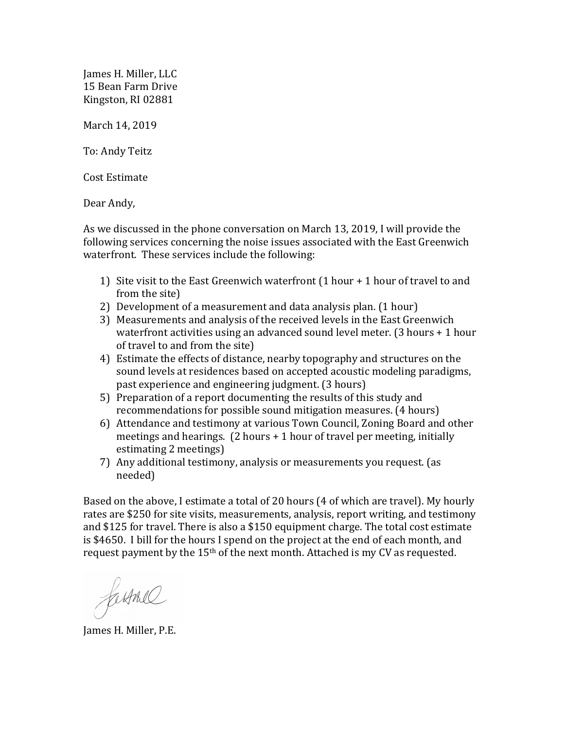James H. Miller, LLC
15 Bean Farm Drive
Kingston, RI 02881

March 14, 2019

To: Andy Teitz

Cost Estimate

Dear Andy,

As we discussed in the phone conversation on March 13, 2019, I will provide the following services concerning the noise issues associated with the East Greenwich waterfront. These services include the following:

1) Site visit to the East Greenwich waterfront (1 hour + 1 hour of travel to and from the site)
2) Development of a measurement and data analysis plan. (1 hour)
3) Measurements and analysis of the received levels in the East Greenwich waterfront activities using an advanced sound level meter. (3 hours + 1 hour of travel to and from the site)
4) Estimate the effects of distance, nearby topography and structures on the sound levels at residences based on accepted acoustic modeling paradigms, past experience and engineering judgment. (3 hours)
5) Preparation of a report documenting the results of this study and recommendations for possible sound mitigation measures. (4 hours)
6) Attendance and testimony at various Town Council, Zoning Board and other meetings and hearings. (2 hours + 1 hour of travel per meeting, initially estimating 2 meetings)
7) Any additional testimony, analysis or measurements you request. (as needed)

Based on the above, I estimate a total of 20 hours (4 of which are travel). My hourly rates are $250 for site visits, measurements, analysis, report writing, and testimony and $125 for travel. There is also a $150 equipment charge. The total cost estimate is $4650. I bill for the hours I spend on the project at the end of each month, and request payment by the 15th of the next month. Attached is my CV as requested.

James H. Miller, P.E.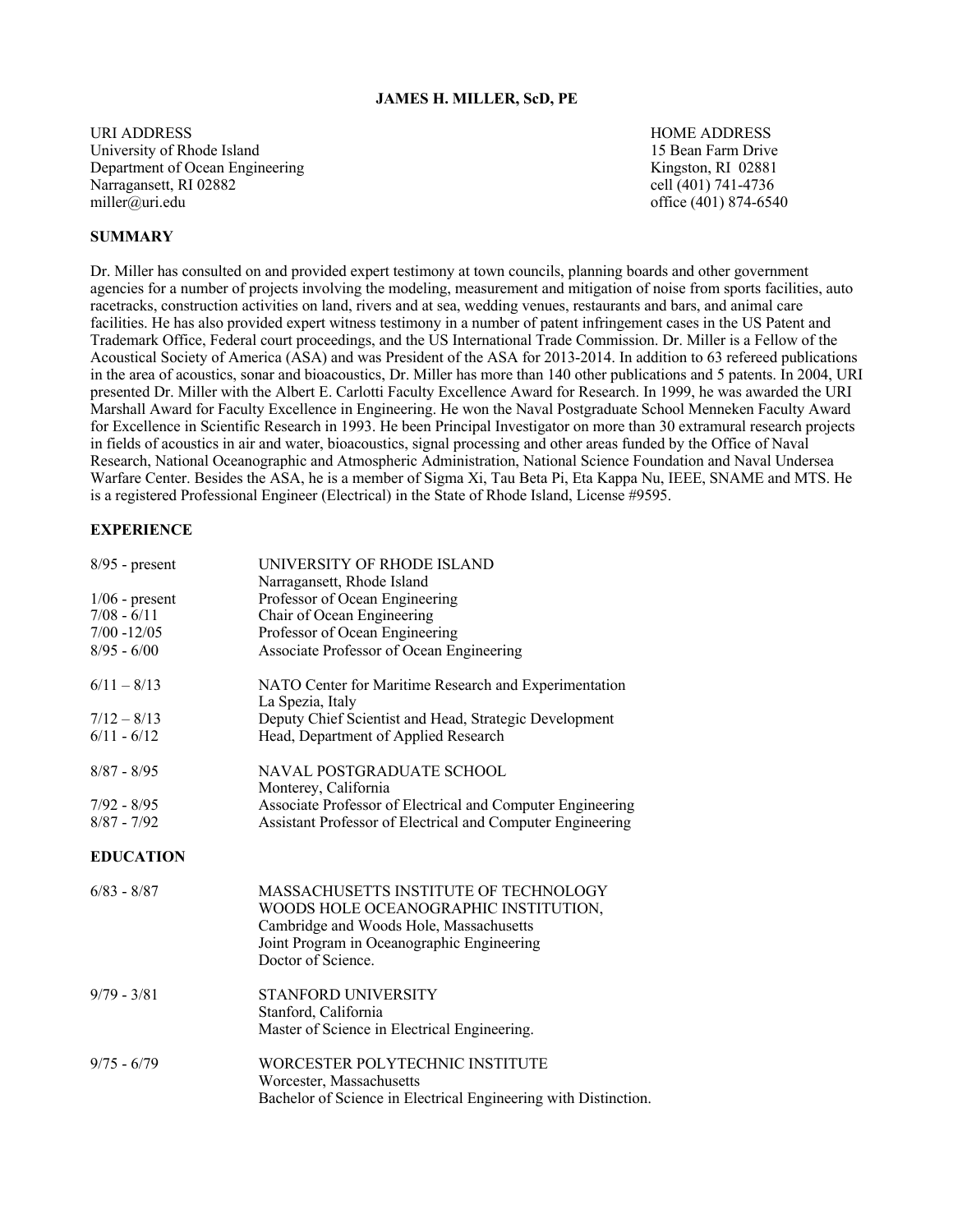# JAMES H. MILLER, ScD, PE

| URI ADDRESS | HOME ADDRESS |
|---|---|
| University of Rhode Island | 15 Bean Farm Drive |
| Department of Ocean Engineering | Kingston, RI 02881 |
| Narragansett, RI 02882 | cell (401) 741-4736 |
| miller@uri.edu | office (401) 874-6540 |

## SUMMARY

Dr. Miller has consulted on and provided expert testimony at town councils, planning boards and other government agencies for a number of projects involving the modeling, measurement and mitigation of noise from sports facilities, auto racetracks, construction activities on land, rivers and at sea, wedding venues, restaurants and bars, and animal care facilities. He has also provided expert witness testimony in a number of patent infringement cases in the US Patent and Trademark Office, Federal court proceedings, and the US International Trade Commission. Dr. Miller is a Fellow of the Acoustical Society of America (ASA) and was President of the ASA for 2013-2014. In addition to 63 refereed publications in the area of acoustics, sonar and bioacoustics, Dr. Miller has more than 140 other publications and 5 patents. In 2004, URI presented Dr. Miller with the Albert E. Carlotti Faculty Excellence Award for Research. In 1999, he was awarded the URI Marshall Award for Faculty Excellence in Engineering. He won the Naval Postgraduate School Menneken Faculty Award for Excellence in Scientific Research in 1993. He been Principal Investigator on more than 30 extramural research projects in fields of acoustics in air and water, bioacoustics, signal processing and other areas funded by the Office of Naval Research, National Oceanographic and Atmospheric Administration, National Science Foundation and Naval Undersea Warfare Center. Besides the ASA, he is a member of Sigma Xi, Tau Beta Pi, Eta Kappa Nu, IEEE, SNAME and MTS. He is a registered Professional Engineer (Electrical) in the State of Rhode Island, License #9595.

## EXPERIENCE

| | |
|---|---|
| 8/95 - present | UNIVERSITY OF RHODE ISLAND<br>Narragansett, Rhode Island |
| 1/06 - present | Professor of Ocean Engineering |
| 7/08 - 6/11 | Chair of Ocean Engineering |
| 7/00 -12/05 | Professor of Ocean Engineering |
| 8/95 - 6/00 | Associate Professor of Ocean Engineering |
| 6/11 – 8/13 | NATO Center for Maritime Research and Experimentation<br>La Spezia, Italy |
| 7/12 – 8/13 | Deputy Chief Scientist and Head, Strategic Development |
| 6/11 - 6/12 | Head, Department of Applied Research |
| 8/87 - 8/95 | NAVAL POSTGRADUATE SCHOOL<br>Monterey, California |
| 7/92 - 8/95 | Associate Professor of Electrical and Computer Engineering |
| 8/87 - 7/92 | Assistant Professor of Electrical and Computer Engineering |

## EDUCATION

| | |
|---|---|
| 6/83 - 8/87 | MASSACHUSETTS INSTITUTE OF TECHNOLOGY<br>WOODS HOLE OCEANOGRAPHIC INSTITUTION,<br>Cambridge and Woods Hole, Massachusetts<br>Joint Program in Oceanographic Engineering<br>Doctor of Science. |
| 9/79 - 3/81 | STANFORD UNIVERSITY<br>Stanford, California<br>Master of Science in Electrical Engineering. |
| 9/75 - 6/79 | WORCESTER POLYTECHNIC INSTITUTE<br>Worcester, Massachusetts<br>Bachelor of Science in Electrical Engineering with Distinction. |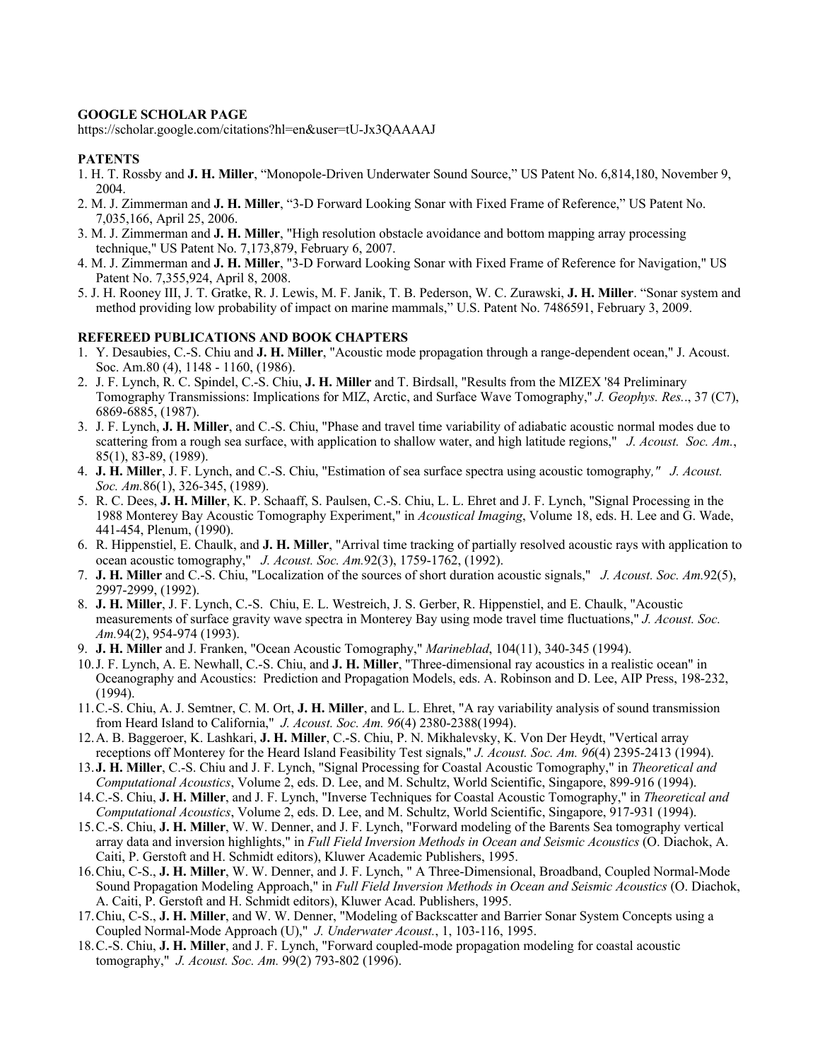**GOOGLE SCHOLAR PAGE**
https://scholar.google.com/citations?hl=en&user=tU-Jx3QAAAAJ

**PATENTS**

1. H. T. Rossby and **J. H. Miller**, "Monopole-Driven Underwater Sound Source," US Patent No. 6,814,180, November 9, 2004.
2. M. J. Zimmerman and **J. H. Miller**, "3-D Forward Looking Sonar with Fixed Frame of Reference," US Patent No. 7,035,166, April 25, 2006.
3. M. J. Zimmerman and **J. H. Miller**, "High resolution obstacle avoidance and bottom mapping array processing technique," US Patent No. 7,173,879, February 6, 2007.
4. M. J. Zimmerman and **J. H. Miller**, "3-D Forward Looking Sonar with Fixed Frame of Reference for Navigation," US Patent No. 7,355,924, April 8, 2008.
5. J. H. Rooney III, J. T. Gratke, R. J. Lewis, M. F. Janik, T. B. Pederson, W. C. Zurawski, **J. H. Miller**. "Sonar system and method providing low probability of impact on marine mammals," U.S. Patent No. 7486591, February 3, 2009.

**REFEREED PUBLICATIONS AND BOOK CHAPTERS**

1. Y. Desaubies, C.-S. Chiu and **J. H. Miller**, "Acoustic mode propagation through a range-dependent ocean," J. Acoust. Soc. Am.80 (4), 1148 - 1160, (1986).
2. J. F. Lynch, R. C. Spindel, C.-S. Chiu, **J. H. Miller** and T. Birdsall, "Results from the MIZEX '84 Preliminary Tomography Transmissions: Implications for MIZ, Arctic, and Surface Wave Tomography," *J. Geophys. Res.*., 37 (C7), 6869-6885, (1987).
3. J. F. Lynch, **J. H. Miller**, and C.-S. Chiu, "Phase and travel time variability of adiabatic acoustic normal modes due to scattering from a rough sea surface, with application to shallow water, and high latitude regions," *J. Acoust. Soc. Am.*, 85(1), 83-89, (1989).
4. **J. H. Miller**, J. F. Lynch, and C.-S. Chiu, "Estimation of sea surface spectra using acoustic tomography," *J. Acoust. Soc. Am.*86(1), 326-345, (1989).
5. R. C. Dees, **J. H. Miller**, K. P. Schaaff, S. Paulsen, C.-S. Chiu, L. L. Ehret and J. F. Lynch, "Signal Processing in the 1988 Monterey Bay Acoustic Tomography Experiment," in *Acoustical Imaging*, Volume 18, eds. H. Lee and G. Wade, 441-454, Plenum, (1990).
6. R. Hippenstiel, E. Chaulk, and **J. H. Miller**, "Arrival time tracking of partially resolved acoustic rays with application to ocean acoustic tomography," *J. Acoust. Soc. Am.*92(3), 1759-1762, (1992).
7. **J. H. Miller** and C.-S. Chiu, "Localization of the sources of short duration acoustic signals," *J. Acoust. Soc. Am.*92(5), 2997-2999, (1992).
8. **J. H. Miller**, J. F. Lynch, C.-S. Chiu, E. L. Westreich, J. S. Gerber, R. Hippenstiel, and E. Chaulk, "Acoustic measurements of surface gravity wave spectra in Monterey Bay using mode travel time fluctuations," *J. Acoust. Soc. Am.*94(2), 954-974 (1993).
9. **J. H. Miller** and J. Franken, "Ocean Acoustic Tomography," *Marineblad*, 104(11), 340-345 (1994).
10. J. F. Lynch, A. E. Newhall, C.-S. Chiu, and **J. H. Miller**, "Three-dimensional ray acoustics in a realistic ocean" in Oceanography and Acoustics: Prediction and Propagation Models, eds. A. Robinson and D. Lee, AIP Press, 198-232, (1994).
11. C.-S. Chiu, A. J. Semtner, C. M. Ort, **J. H. Miller**, and L. L. Ehret, "A ray variability analysis of sound transmission from Heard Island to California," *J. Acoust. Soc. Am. 96*(4) 2380-2388(1994).
12. A. B. Baggeroer, K. Lashkari, **J. H. Miller**, C.-S. Chiu, P. N. Mikhalevsky, K. Von Der Heydt, "Vertical array receptions off Monterey for the Heard Island Feasibility Test signals," *J. Acoust. Soc. Am. 96*(4) 2395-2413 (1994).
13. **J. H. Miller**, C.-S. Chiu and J. F. Lynch, "Signal Processing for Coastal Acoustic Tomography," in *Theoretical and Computational Acoustics*, Volume 2, eds. D. Lee, and M. Schultz, World Scientific, Singapore, 899-916 (1994).
14. C.-S. Chiu, **J. H. Miller**, and J. F. Lynch, "Inverse Techniques for Coastal Acoustic Tomography," in *Theoretical and Computational Acoustics*, Volume 2, eds. D. Lee, and M. Schultz, World Scientific, Singapore, 917-931 (1994).
15. C.-S. Chiu, **J. H. Miller**, W. W. Denner, and J. F. Lynch, "Forward modeling of the Barents Sea tomography vertical array data and inversion highlights," in *Full Field Inversion Methods in Ocean and Seismic Acoustics* (O. Diachok, A. Caiti, P. Gerstoft and H. Schmidt editors), Kluwer Academic Publishers, 1995.
16. Chiu, C-S., **J. H. Miller**, W. W. Denner, and J. F. Lynch, " A Three-Dimensional, Broadband, Coupled Normal-Mode Sound Propagation Modeling Approach," in *Full Field Inversion Methods in Ocean and Seismic Acoustics* (O. Diachok, A. Caiti, P. Gerstoft and H. Schmidt editors), Kluwer Acad. Publishers, 1995.
17. Chiu, C-S., **J. H. Miller**, and W. W. Denner, "Modeling of Backscatter and Barrier Sonar System Concepts using a Coupled Normal-Mode Approach (U)," *J. Underwater Acoust.*, 1, 103-116, 1995.
18. C.-S. Chiu, **J. H. Miller**, and J. F. Lynch, "Forward coupled-mode propagation modeling for coastal acoustic tomography," *J. Acoust. Soc. Am.* 99(2) 793-802 (1996).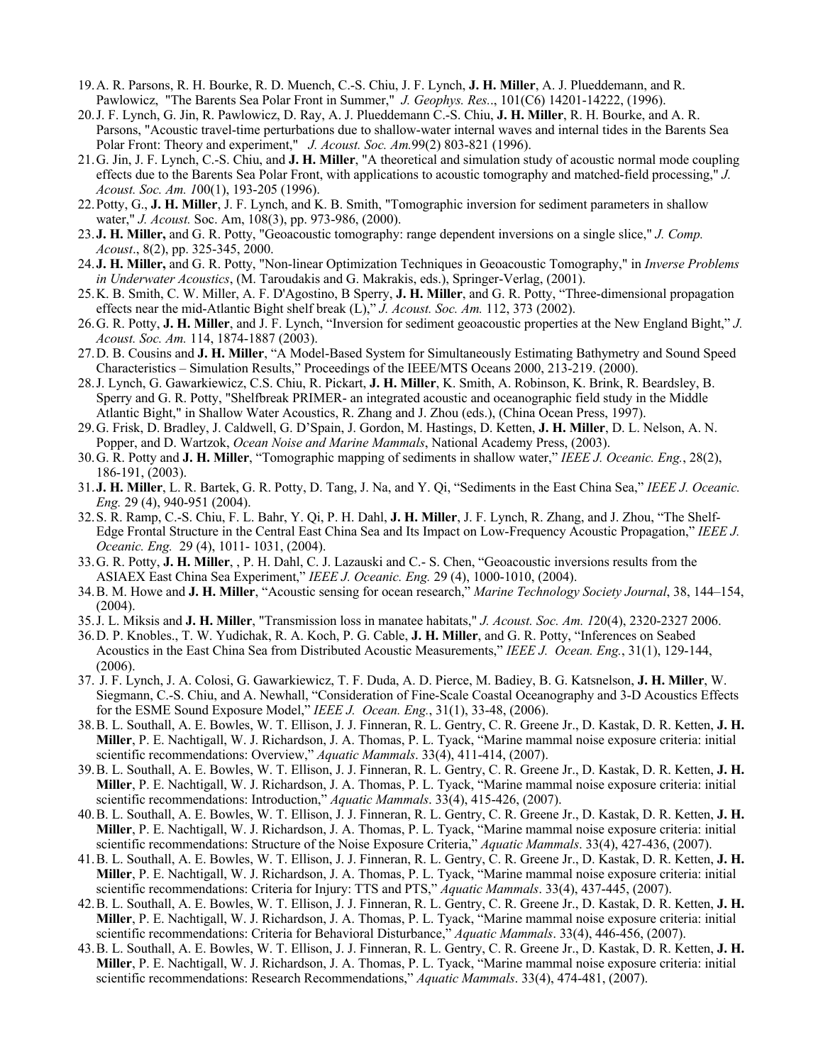19. A. R. Parsons, R. H. Bourke, R. D. Muench, C.-S. Chiu, J. F. Lynch, **J. H. Miller**, A. J. Plueddemann, and R. Pawlowicz, "The Barents Sea Polar Front in Summer," *J. Geophys. Res.*., 101(C6) 14201-14222, (1996).
20. J. F. Lynch, G. Jin, R. Pawlowicz, D. Ray, A. J. Plueddemann C.-S. Chiu, **J. H. Miller**, R. H. Bourke, and A. R. Parsons, "Acoustic travel-time perturbations due to shallow-water internal waves and internal tides in the Barents Sea Polar Front: Theory and experiment," *J. Acoust. Soc. Am.*99(2) 803-821 (1996).
21. G. Jin, J. F. Lynch, C.-S. Chiu, and **J. H. Miller**, "A theoretical and simulation study of acoustic normal mode coupling effects due to the Barents Sea Polar Front, with applications to acoustic tomography and matched-field processing," *J. Acoust. Soc. Am. 1*00(1), 193-205 (1996).
22. Potty, G., **J. H. Miller**, J. F. Lynch, and K. B. Smith, "Tomographic inversion for sediment parameters in shallow water," *J. Acoust.* Soc. Am, 108(3), pp. 973-986, (2000).
23. **J. H. Miller,** and G. R. Potty, "Geoacoustic tomography: range dependent inversions on a single slice," *J. Comp. Acoust*., 8(2), pp. 325-345, 2000.
24. **J. H. Miller,** and G. R. Potty, "Non-linear Optimization Techniques in Geoacoustic Tomography," in *Inverse Problems in Underwater Acoustics*, (M. Taroudakis and G. Makrakis, eds.), Springer-Verlag, (2001).
25. K. B. Smith, C. W. Miller, A. F. D'Agostino, B Sperry, **J. H. Miller**, and G. R. Potty, "Three-dimensional propagation effects near the mid-Atlantic Bight shelf break (L)," *J. Acoust. Soc. Am.* 112, 373 (2002).
26. G. R. Potty, **J. H. Miller**, and J. F. Lynch, "Inversion for sediment geoacoustic properties at the New England Bight," *J. Acoust. Soc. Am.* 114, 1874-1887 (2003).
27. D. B. Cousins and **J. H. Miller**, "A Model-Based System for Simultaneously Estimating Bathymetry and Sound Speed Characteristics – Simulation Results," Proceedings of the IEEE/MTS Oceans 2000, 213-219. (2000).
28. J. Lynch, G. Gawarkiewicz, C.S. Chiu, R. Pickart, **J. H. Miller**, K. Smith, A. Robinson, K. Brink, R. Beardsley, B. Sperry and G. R. Potty, "Shelfbreak PRIMER- an integrated acoustic and oceanographic field study in the Middle Atlantic Bight," in Shallow Water Acoustics, R. Zhang and J. Zhou (eds.), (China Ocean Press, 1997).
29. G. Frisk, D. Bradley, J. Caldwell, G. D'Spain, J. Gordon, M. Hastings, D. Ketten, **J. H. Miller**, D. L. Nelson, A. N. Popper, and D. Wartzok, *Ocean Noise and Marine Mammals*, National Academy Press, (2003).
30. G. R. Potty and **J. H. Miller**, "Tomographic mapping of sediments in shallow water," *IEEE J. Oceanic. Eng.*, 28(2), 186-191, (2003).
31. **J. H. Miller**, L. R. Bartek, G. R. Potty, D. Tang, J. Na, and Y. Qi, "Sediments in the East China Sea," *IEEE J. Oceanic. Eng.* 29 (4), 940-951 (2004).
32. S. R. Ramp, C.-S. Chiu, F. L. Bahr, Y. Qi, P. H. Dahl, **J. H. Miller**, J. F. Lynch, R. Zhang, and J. Zhou, "The Shelf-Edge Frontal Structure in the Central East China Sea and Its Impact on Low-Frequency Acoustic Propagation," *IEEE J. Oceanic. Eng.* 29 (4), 1011- 1031, (2004).
33. G. R. Potty, **J. H. Miller**, , P. H. Dahl, C. J. Lazauski and C.- S. Chen, "Geoacoustic inversions results from the ASIAEX East China Sea Experiment," *IEEE J. Oceanic. Eng.* 29 (4), 1000-1010, (2004).
34. B. M. Howe and **J. H. Miller**, "Acoustic sensing for ocean research," *Marine Technology Society Journal*, 38, 144–154, (2004).
35. J. L. Miksis and **J. H. Miller**, "Transmission loss in manatee habitats," *J. Acoust. Soc. Am. 1*20(4), 2320-2327 2006.
36. D. P. Knobles., T. W. Yudichak, R. A. Koch, P. G. Cable, **J. H. Miller**, and G. R. Potty, "Inferences on Seabed Acoustics in the East China Sea from Distributed Acoustic Measurements," *IEEE J. Ocean. Eng.*, 31(1), 129-144, (2006).
37. J. F. Lynch, J. A. Colosi, G. Gawarkiewicz, T. F. Duda, A. D. Pierce, M. Badiey, B. G. Katsnelson, **J. H. Miller**, W. Siegmann, C.-S. Chiu, and A. Newhall, "Consideration of Fine-Scale Coastal Oceanography and 3-D Acoustics Effects for the ESME Sound Exposure Model," *IEEE J. Ocean. Eng.*, 31(1), 33-48, (2006).
38. B. L. Southall, A. E. Bowles, W. T. Ellison, J. J. Finneran, R. L. Gentry, C. R. Greene Jr., D. Kastak, D. R. Ketten, **J. H. Miller**, P. E. Nachtigall, W. J. Richardson, J. A. Thomas, P. L. Tyack, "Marine mammal noise exposure criteria: initial scientific recommendations: Overview," *Aquatic Mammals*. 33(4), 411-414, (2007).
39. B. L. Southall, A. E. Bowles, W. T. Ellison, J. J. Finneran, R. L. Gentry, C. R. Greene Jr., D. Kastak, D. R. Ketten, **J. H. Miller**, P. E. Nachtigall, W. J. Richardson, J. A. Thomas, P. L. Tyack, "Marine mammal noise exposure criteria: initial scientific recommendations: Introduction," *Aquatic Mammals*. 33(4), 415-426, (2007).
40. B. L. Southall, A. E. Bowles, W. T. Ellison, J. J. Finneran, R. L. Gentry, C. R. Greene Jr., D. Kastak, D. R. Ketten, **J. H. Miller**, P. E. Nachtigall, W. J. Richardson, J. A. Thomas, P. L. Tyack, "Marine mammal noise exposure criteria: initial scientific recommendations: Structure of the Noise Exposure Criteria," *Aquatic Mammals*. 33(4), 427-436, (2007).
41. B. L. Southall, A. E. Bowles, W. T. Ellison, J. J. Finneran, R. L. Gentry, C. R. Greene Jr., D. Kastak, D. R. Ketten, **J. H. Miller**, P. E. Nachtigall, W. J. Richardson, J. A. Thomas, P. L. Tyack, "Marine mammal noise exposure criteria: initial scientific recommendations: Criteria for Injury: TTS and PTS," *Aquatic Mammals*. 33(4), 437-445, (2007).
42. B. L. Southall, A. E. Bowles, W. T. Ellison, J. J. Finneran, R. L. Gentry, C. R. Greene Jr., D. Kastak, D. R. Ketten, **J. H. Miller**, P. E. Nachtigall, W. J. Richardson, J. A. Thomas, P. L. Tyack, "Marine mammal noise exposure criteria: initial scientific recommendations: Criteria for Behavioral Disturbance," *Aquatic Mammals*. 33(4), 446-456, (2007).
43. B. L. Southall, A. E. Bowles, W. T. Ellison, J. J. Finneran, R. L. Gentry, C. R. Greene Jr., D. Kastak, D. R. Ketten, **J. H. Miller**, P. E. Nachtigall, W. J. Richardson, J. A. Thomas, P. L. Tyack, "Marine mammal noise exposure criteria: initial scientific recommendations: Research Recommendations," *Aquatic Mammals*. 33(4), 474-481, (2007).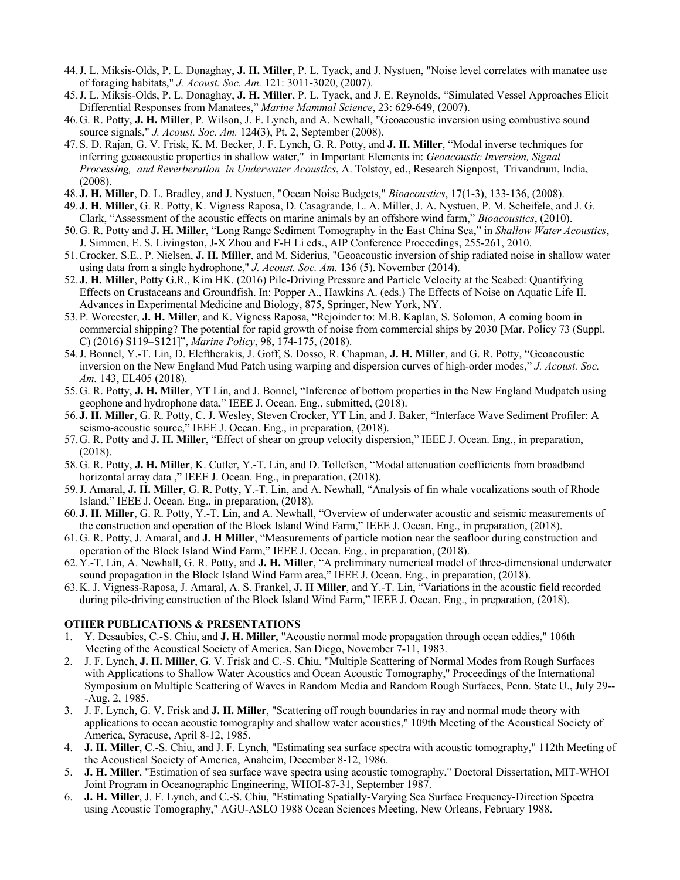44. J. L. Miksis-Olds, P. L. Donaghay, **J. H. Miller**, P. L. Tyack, and J. Nystuen, "Noise level correlates with manatee use of foraging habitats," *J. Acoust. Soc. Am.* 121: 3011-3020, (2007).
45. J. L. Miksis-Olds, P. L. Donaghay, **J. H. Miller**, P. L. Tyack, and J. E. Reynolds, "Simulated Vessel Approaches Elicit Differential Responses from Manatees," *Marine Mammal Science*, 23: 629-649, (2007).
46. G. R. Potty, **J. H. Miller**, P. Wilson, J. F. Lynch, and A. Newhall, "Geoacoustic inversion using combustive sound source signals," *J. Acoust. Soc. Am.* 124(3), Pt. 2, September (2008).
47. S. D. Rajan, G. V. Frisk, K. M. Becker, J. F. Lynch, G. R. Potty, and **J. H. Miller**, "Modal inverse techniques for inferring geoacoustic properties in shallow water," in Important Elements in: *Geoacoustic Inversion, Signal Processing, and Reverberation in Underwater Acoustics*, A. Tolstoy, ed., Research Signpost, Trivandrum, India, (2008).
48. **J. H. Miller**, D. L. Bradley, and J. Nystuen, "Ocean Noise Budgets," *Bioacoustics*, 17(1-3), 133-136, (2008).
49. **J. H. Miller**, G. R. Potty, K. Vigness Raposa, D. Casagrande, L. A. Miller, J. A. Nystuen, P. M. Scheifele, and J. G. Clark, "Assessment of the acoustic effects on marine animals by an offshore wind farm," *Bioacoustics*, (2010).
50. G. R. Potty and **J. H. Miller**, "Long Range Sediment Tomography in the East China Sea," in *Shallow Water Acoustics*, J. Simmen, E. S. Livingston, J-X Zhou and F-H Li eds., AIP Conference Proceedings, 255-261, 2010.
51. Crocker, S.E., P. Nielsen, **J. H. Miller**, and M. Siderius, "Geoacoustic inversion of ship radiated noise in shallow water using data from a single hydrophone," *J. Acoust. Soc. Am.* 136 (5). November (2014).
52. **J. H. Miller**, Potty G.R., Kim HK. (2016) Pile-Driving Pressure and Particle Velocity at the Seabed: Quantifying Effects on Crustaceans and Groundfish. In: Popper A., Hawkins A. (eds.) The Effects of Noise on Aquatic Life II. Advances in Experimental Medicine and Biology, 875, Springer, New York, NY.
53. P. Worcester, **J. H. Miller**, and K. Vigness Raposa, "Rejoinder to: M.B. Kaplan, S. Solomon, A coming boom in commercial shipping? The potential for rapid growth of noise from commercial ships by 2030 [Mar. Policy 73 (Suppl. C) (2016) S119–S121]", *Marine Policy*, 98, 174-175, (2018).
54. J. Bonnel, Y.-T. Lin, D. Eleftherakis, J. Goff, S. Dosso, R. Chapman, **J. H. Miller**, and G. R. Potty, "Geoacoustic inversion on the New England Mud Patch using warping and dispersion curves of high-order modes," *J. Acoust. Soc. Am.* 143, EL405 (2018).
55. G. R. Potty, **J. H. Miller**, YT Lin, and J. Bonnel, "Inference of bottom properties in the New England Mudpatch using geophone and hydrophone data," IEEE J. Ocean. Eng., submitted, (2018).
56. **J. H. Miller**, G. R. Potty, C. J. Wesley, Steven Crocker, YT Lin, and J. Baker, "Interface Wave Sediment Profiler: A seismo-acoustic source," IEEE J. Ocean. Eng., in preparation, (2018).
57. G. R. Potty and **J. H. Miller**, "Effect of shear on group velocity dispersion," IEEE J. Ocean. Eng., in preparation, (2018).
58. G. R. Potty, **J. H. Miller**, K. Cutler, Y.-T. Lin, and D. Tollefsen, "Modal attenuation coefficients from broadband horizontal array data ," IEEE J. Ocean. Eng., in preparation, (2018).
59. J. Amaral, **J. H. Miller**, G. R. Potty, Y.-T. Lin, and A. Newhall, "Analysis of fin whale vocalizations south of Rhode Island," IEEE J. Ocean. Eng., in preparation, (2018).
60. **J. H. Miller**, G. R. Potty, Y.-T. Lin, and A. Newhall, "Overview of underwater acoustic and seismic measurements of the construction and operation of the Block Island Wind Farm," IEEE J. Ocean. Eng., in preparation, (2018).
61. G. R. Potty, J. Amaral, and **J. H Miller**, "Measurements of particle motion near the seafloor during construction and operation of the Block Island Wind Farm," IEEE J. Ocean. Eng., in preparation, (2018).
62. Y.-T. Lin, A. Newhall, G. R. Potty, and **J. H. Miller**, "A preliminary numerical model of three-dimensional underwater sound propagation in the Block Island Wind Farm area," IEEE J. Ocean. Eng., in preparation, (2018).
63. K. J. Vigness-Raposa, J. Amaral, A. S. Frankel, **J. H Miller**, and Y.-T. Lin, "Variations in the acoustic field recorded during pile-driving construction of the Block Island Wind Farm," IEEE J. Ocean. Eng., in preparation, (2018).

**OTHER PUBLICATIONS & PRESENTATIONS**

1. Y. Desaubies, C.-S. Chiu, and **J. H. Miller**, "Acoustic normal mode propagation through ocean eddies," 106th Meeting of the Acoustical Society of America, San Diego, November 7-11, 1983.
2. J. F. Lynch, **J. H. Miller**, G. V. Frisk and C.-S. Chiu, "Multiple Scattering of Normal Modes from Rough Surfaces with Applications to Shallow Water Acoustics and Ocean Acoustic Tomography," Proceedings of the International Symposium on Multiple Scattering of Waves in Random Media and Random Rough Surfaces, Penn. State U., July 29---Aug. 2, 1985.
3. J. F. Lynch, G. V. Frisk and **J. H. Miller**, "Scattering off rough boundaries in ray and normal mode theory with applications to ocean acoustic tomography and shallow water acoustics," 109th Meeting of the Acoustical Society of America, Syracuse, April 8-12, 1985.
4. **J. H. Miller**, C.-S. Chiu, and J. F. Lynch, "Estimating sea surface spectra with acoustic tomography," 112th Meeting of the Acoustical Society of America, Anaheim, December 8-12, 1986.
5. **J. H. Miller**, "Estimation of sea surface wave spectra using acoustic tomography," Doctoral Dissertation, MIT-WHOI Joint Program in Oceanographic Engineering, WHOI-87-31, September 1987.
6. **J. H. Miller**, J. F. Lynch, and C.-S. Chiu, "Estimating Spatially-Varying Sea Surface Frequency-Direction Spectra using Acoustic Tomography," AGU-ASLO 1988 Ocean Sciences Meeting, New Orleans, February 1988.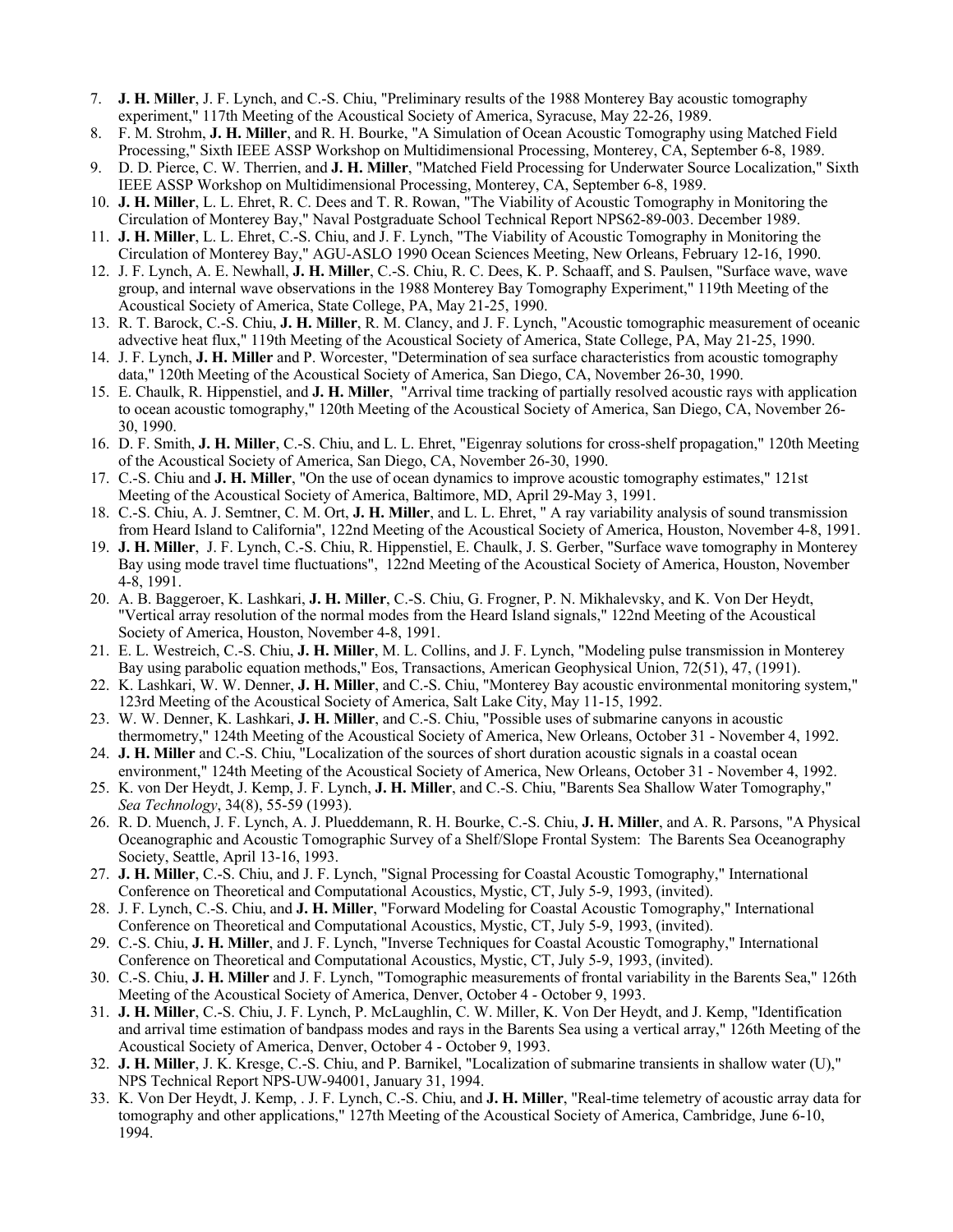7. **J. H. Miller**, J. F. Lynch, and C.-S. Chiu, "Preliminary results of the 1988 Monterey Bay acoustic tomography experiment," 117th Meeting of the Acoustical Society of America, Syracuse, May 22-26, 1989.
8. F. M. Strohm, **J. H. Miller**, and R. H. Bourke, "A Simulation of Ocean Acoustic Tomography using Matched Field Processing," Sixth IEEE ASSP Workshop on Multidimensional Processing, Monterey, CA, September 6-8, 1989.
9. D. D. Pierce, C. W. Therrien, and **J. H. Miller**, "Matched Field Processing for Underwater Source Localization," Sixth IEEE ASSP Workshop on Multidimensional Processing, Monterey, CA, September 6-8, 1989.
10. **J. H. Miller**, L. L. Ehret, R. C. Dees and T. R. Rowan, "The Viability of Acoustic Tomography in Monitoring the Circulation of Monterey Bay," Naval Postgraduate School Technical Report NPS62-89-003. December 1989.
11. **J. H. Miller**, L. L. Ehret, C.-S. Chiu, and J. F. Lynch, "The Viability of Acoustic Tomography in Monitoring the Circulation of Monterey Bay," AGU-ASLO 1990 Ocean Sciences Meeting, New Orleans, February 12-16, 1990.
12. J. F. Lynch, A. E. Newhall, **J. H. Miller**, C.-S. Chiu, R. C. Dees, K. P. Schaaff, and S. Paulsen, "Surface wave, wave group, and internal wave observations in the 1988 Monterey Bay Tomography Experiment," 119th Meeting of the Acoustical Society of America, State College, PA, May 21-25, 1990.
13. R. T. Barock, C.-S. Chiu, **J. H. Miller**, R. M. Clancy, and J. F. Lynch, "Acoustic tomographic measurement of oceanic advective heat flux," 119th Meeting of the Acoustical Society of America, State College, PA, May 21-25, 1990.
14. J. F. Lynch, **J. H. Miller** and P. Worcester, "Determination of sea surface characteristics from acoustic tomography data," 120th Meeting of the Acoustical Society of America, San Diego, CA, November 26-30, 1990.
15. E. Chaulk, R. Hippenstiel, and **J. H. Miller**, "Arrival time tracking of partially resolved acoustic rays with application to ocean acoustic tomography," 120th Meeting of the Acoustical Society of America, San Diego, CA, November 26-30, 1990.
16. D. F. Smith, **J. H. Miller**, C.-S. Chiu, and L. L. Ehret, "Eigenray solutions for cross-shelf propagation," 120th Meeting of the Acoustical Society of America, San Diego, CA, November 26-30, 1990.
17. C.-S. Chiu and **J. H. Miller**, "On the use of ocean dynamics to improve acoustic tomography estimates," 121st Meeting of the Acoustical Society of America, Baltimore, MD, April 29-May 3, 1991.
18. C.-S. Chiu, A. J. Semtner, C. M. Ort, **J. H. Miller**, and L. L. Ehret, " A ray variability analysis of sound transmission from Heard Island to California", 122nd Meeting of the Acoustical Society of America, Houston, November 4-8, 1991.
19. **J. H. Miller**, J. F. Lynch, C.-S. Chiu, R. Hippenstiel, E. Chaulk, J. S. Gerber, "Surface wave tomography in Monterey Bay using mode travel time fluctuations", 122nd Meeting of the Acoustical Society of America, Houston, November 4-8, 1991.
20. A. B. Baggeroer, K. Lashkari, **J. H. Miller**, C.-S. Chiu, G. Frogner, P. N. Mikhalevsky, and K. Von Der Heydt, "Vertical array resolution of the normal modes from the Heard Island signals," 122nd Meeting of the Acoustical Society of America, Houston, November 4-8, 1991.
21. E. L. Westreich, C.-S. Chiu, **J. H. Miller**, M. L. Collins, and J. F. Lynch, "Modeling pulse transmission in Monterey Bay using parabolic equation methods," Eos, Transactions, American Geophysical Union, 72(51), 47, (1991).
22. K. Lashkari, W. W. Denner, **J. H. Miller**, and C.-S. Chiu, "Monterey Bay acoustic environmental monitoring system," 123rd Meeting of the Acoustical Society of America, Salt Lake City, May 11-15, 1992.
23. W. W. Denner, K. Lashkari, **J. H. Miller**, and C.-S. Chiu, "Possible uses of submarine canyons in acoustic thermometry," 124th Meeting of the Acoustical Society of America, New Orleans, October 31 - November 4, 1992.
24. **J. H. Miller** and C.-S. Chiu, "Localization of the sources of short duration acoustic signals in a coastal ocean environment," 124th Meeting of the Acoustical Society of America, New Orleans, October 31 - November 4, 1992.
25. K. von Der Heydt, J. Kemp, J. F. Lynch, **J. H. Miller**, and C.-S. Chiu, "Barents Sea Shallow Water Tomography," *Sea Technology*, 34(8), 55-59 (1993).
26. R. D. Muench, J. F. Lynch, A. J. Plueddemann, R. H. Bourke, C.-S. Chiu, **J. H. Miller**, and A. R. Parsons, "A Physical Oceanographic and Acoustic Tomographic Survey of a Shelf/Slope Frontal System: The Barents Sea Oceanography Society, Seattle, April 13-16, 1993.
27. **J. H. Miller**, C.-S. Chiu, and J. F. Lynch, "Signal Processing for Coastal Acoustic Tomography," International Conference on Theoretical and Computational Acoustics, Mystic, CT, July 5-9, 1993, (invited).
28. J. F. Lynch, C.-S. Chiu, and **J. H. Miller**, "Forward Modeling for Coastal Acoustic Tomography," International Conference on Theoretical and Computational Acoustics, Mystic, CT, July 5-9, 1993, (invited).
29. C.-S. Chiu, **J. H. Miller**, and J. F. Lynch, "Inverse Techniques for Coastal Acoustic Tomography," International Conference on Theoretical and Computational Acoustics, Mystic, CT, July 5-9, 1993, (invited).
30. C.-S. Chiu, **J. H. Miller** and J. F. Lynch, "Tomographic measurements of frontal variability in the Barents Sea," 126th Meeting of the Acoustical Society of America, Denver, October 4 - October 9, 1993.
31. **J. H. Miller**, C.-S. Chiu, J. F. Lynch, P. McLaughlin, C. W. Miller, K. Von Der Heydt, and J. Kemp, "Identification and arrival time estimation of bandpass modes and rays in the Barents Sea using a vertical array," 126th Meeting of the Acoustical Society of America, Denver, October 4 - October 9, 1993.
32. **J. H. Miller**, J. K. Kresge, C.-S. Chiu, and P. Barnikel, "Localization of submarine transients in shallow water (U)," NPS Technical Report NPS-UW-94001, January 31, 1994.
33. K. Von Der Heydt, J. Kemp, . J. F. Lynch, C.-S. Chiu, and **J. H. Miller**, "Real-time telemetry of acoustic array data for tomography and other applications," 127th Meeting of the Acoustical Society of America, Cambridge, June 6-10, 1994.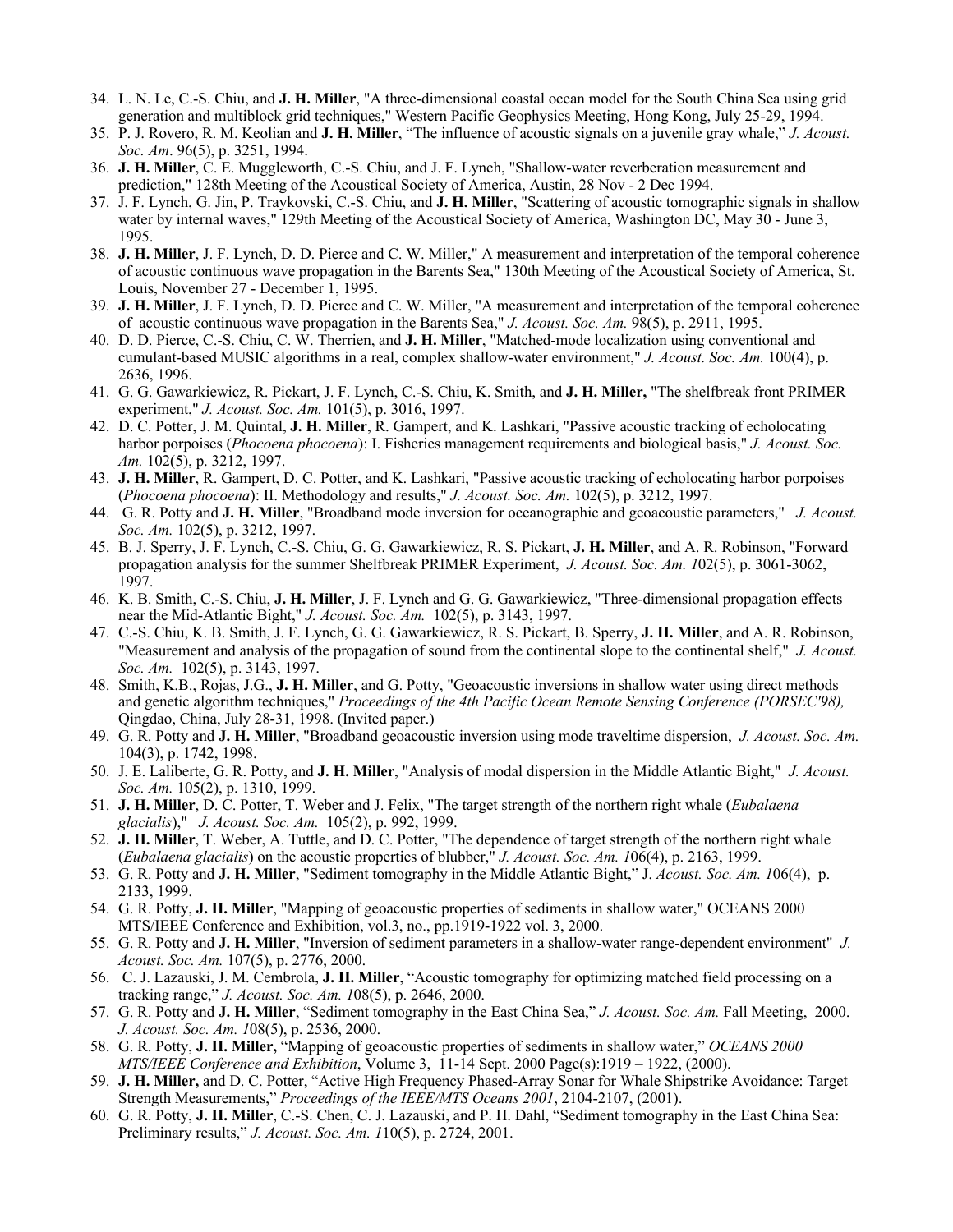34. L. N. Le, C.-S. Chiu, and **J. H. Miller**, "A three-dimensional coastal ocean model for the South China Sea using grid generation and multiblock grid techniques," Western Pacific Geophysics Meeting, Hong Kong, July 25-29, 1994.
35. P. J. Rovero, R. M. Keolian and **J. H. Miller**, "The influence of acoustic signals on a juvenile gray whale," *J. Acoust. Soc. Am*. 96(5), p. 3251, 1994.
36. **J. H. Miller**, C. E. Muggleworth, C.-S. Chiu, and J. F. Lynch, "Shallow-water reverberation measurement and prediction," 128th Meeting of the Acoustical Society of America, Austin, 28 Nov - 2 Dec 1994.
37. J. F. Lynch, G. Jin, P. Traykovski, C.-S. Chiu, and **J. H. Miller**, "Scattering of acoustic tomographic signals in shallow water by internal waves," 129th Meeting of the Acoustical Society of America, Washington DC, May 30 - June 3, 1995.
38. **J. H. Miller**, J. F. Lynch, D. D. Pierce and C. W. Miller," A measurement and interpretation of the temporal coherence of acoustic continuous wave propagation in the Barents Sea," 130th Meeting of the Acoustical Society of America, St. Louis, November 27 - December 1, 1995.
39. **J. H. Miller**, J. F. Lynch, D. D. Pierce and C. W. Miller, "A measurement and interpretation of the temporal coherence of acoustic continuous wave propagation in the Barents Sea," *J. Acoust. Soc. Am.* 98(5), p. 2911, 1995.
40. D. D. Pierce, C.-S. Chiu, C. W. Therrien, and **J. H. Miller**, "Matched-mode localization using conventional and cumulant-based MUSIC algorithms in a real, complex shallow-water environment," *J. Acoust. Soc. Am.* 100(4), p. 2636, 1996.
41. G. G. Gawarkiewicz, R. Pickart, J. F. Lynch, C.-S. Chiu, K. Smith, and **J. H. Miller,** "The shelfbreak front PRIMER experiment," *J. Acoust. Soc. Am.* 101(5), p. 3016, 1997.
42. D. C. Potter, J. M. Quintal, **J. H. Miller**, R. Gampert, and K. Lashkari, "Passive acoustic tracking of echolocating harbor porpoises (*Phocoena phocoena*): I. Fisheries management requirements and biological basis," *J. Acoust. Soc. Am.* 102(5), p. 3212, 1997.
43. **J. H. Miller**, R. Gampert, D. C. Potter, and K. Lashkari, "Passive acoustic tracking of echolocating harbor porpoises (*Phocoena phocoena*): II. Methodology and results," *J. Acoust. Soc. Am.* 102(5), p. 3212, 1997.
44. G. R. Potty and **J. H. Miller**, "Broadband mode inversion for oceanographic and geoacoustic parameters," *J. Acoust. Soc. Am.* 102(5), p. 3212, 1997.
45. B. J. Sperry, J. F. Lynch, C.-S. Chiu, G. G. Gawarkiewicz, R. S. Pickart, **J. H. Miller**, and A. R. Robinson, "Forward propagation analysis for the summer Shelfbreak PRIMER Experiment, *J. Acoust. Soc. Am. 1*02(5), p. 3061-3062, 1997.
46. K. B. Smith, C.-S. Chiu, **J. H. Miller**, J. F. Lynch and G. G. Gawarkiewicz, "Three-dimensional propagation effects near the Mid-Atlantic Bight," *J. Acoust. Soc. Am.* 102(5), p. 3143, 1997.
47. C.-S. Chiu, K. B. Smith, J. F. Lynch, G. G. Gawarkiewicz, R. S. Pickart, B. Sperry, **J. H. Miller**, and A. R. Robinson, "Measurement and analysis of the propagation of sound from the continental slope to the continental shelf," *J. Acoust. Soc. Am.* 102(5), p. 3143, 1997.
48. Smith, K.B., Rojas, J.G., **J. H. Miller**, and G. Potty, "Geoacoustic inversions in shallow water using direct methods and genetic algorithm techniques," *Proceedings of the 4th Pacific Ocean Remote Sensing Conference (PORSEC'98),* Qingdao, China, July 28-31, 1998. (Invited paper.)
49. G. R. Potty and **J. H. Miller**, "Broadband geoacoustic inversion using mode traveltime dispersion, *J. Acoust. Soc. Am.* 104(3), p. 1742, 1998.
50. J. E. Laliberte, G. R. Potty, and **J. H. Miller**, "Analysis of modal dispersion in the Middle Atlantic Bight," *J. Acoust. Soc. Am.* 105(2), p. 1310, 1999.
51. **J. H. Miller**, D. C. Potter, T. Weber and J. Felix, "The target strength of the northern right whale (*Eubalaena glacialis*)," *J. Acoust. Soc. Am.* 105(2), p. 992, 1999.
52. **J. H. Miller**, T. Weber, A. Tuttle, and D. C. Potter, "The dependence of target strength of the northern right whale (*Eubalaena glacialis*) on the acoustic properties of blubber," *J. Acoust. Soc. Am. 1*06(4), p. 2163, 1999.
53. G. R. Potty and **J. H. Miller**, "Sediment tomography in the Middle Atlantic Bight," J. *Acoust. Soc. Am. 1*06(4), p. 2133, 1999.
54. G. R. Potty, **J. H. Miller**, "Mapping of geoacoustic properties of sediments in shallow water," OCEANS 2000 MTS/IEEE Conference and Exhibition, vol.3, no., pp.1919-1922 vol. 3, 2000.
55. G. R. Potty and **J. H. Miller**, "Inversion of sediment parameters in a shallow-water range-dependent environment" *J. Acoust. Soc. Am.* 107(5), p. 2776, 2000.
56. C. J. Lazauski, J. M. Cembrola, **J. H. Miller**, "Acoustic tomography for optimizing matched field processing on a tracking range," *J. Acoust. Soc. Am. 1*08(5), p. 2646, 2000.
57. G. R. Potty and **J. H. Miller**, "Sediment tomography in the East China Sea," *J. Acoust. Soc. Am.* Fall Meeting, 2000. *J. Acoust. Soc. Am. 1*08(5), p. 2536, 2000.
58. G. R. Potty, **J. H. Miller,** "Mapping of geoacoustic properties of sediments in shallow water," *OCEANS 2000 MTS/IEEE Conference and Exhibition*, Volume 3, 11-14 Sept. 2000 Page(s):1919 – 1922, (2000).
59. **J. H. Miller,** and D. C. Potter, "Active High Frequency Phased-Array Sonar for Whale Shipstrike Avoidance: Target Strength Measurements," *Proceedings of the IEEE/MTS Oceans 2001*, 2104-2107, (2001).
60. G. R. Potty, **J. H. Miller**, C.-S. Chen, C. J. Lazauski, and P. H. Dahl, "Sediment tomography in the East China Sea: Preliminary results," *J. Acoust. Soc. Am. 1*10(5), p. 2724, 2001.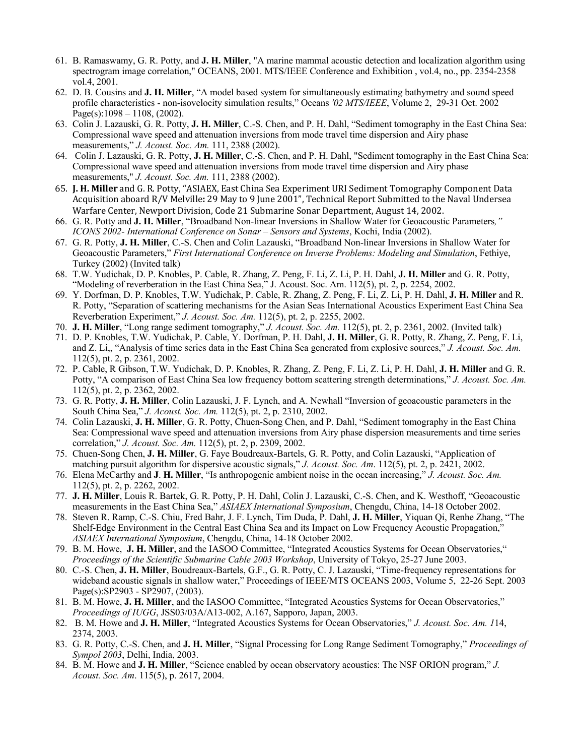61. B. Ramaswamy, G. R. Potty, and **J. H. Miller**, "A marine mammal acoustic detection and localization algorithm using spectrogram image correlation," OCEANS, 2001. MTS/IEEE Conference and Exhibition , vol.4, no., pp. 2354-2358 vol.4, 2001.
62. D. B. Cousins and **J. H. Miller**, "A model based system for simultaneously estimating bathymetry and sound speed profile characteristics - non-isovelocity simulation results," Oceans *'02 MTS/IEEE*, Volume 2, 29-31 Oct. 2002 Page(s):1098 – 1108, (2002).
63. Colin J. Lazauski, G. R. Potty, **J. H. Miller**, C.-S. Chen, and P. H. Dahl, "Sediment tomography in the East China Sea: Compressional wave speed and attenuation inversions from mode travel time dispersion and Airy phase measurements," *J. Acoust. Soc. Am.* 111, 2388 (2002).
64. Colin J. Lazauski, G. R. Potty, **J. H. Miller**, C.-S. Chen, and P. H. Dahl, "Sediment tomography in the East China Sea: Compressional wave speed and attenuation inversions from mode travel time dispersion and Airy phase measurements," *J. Acoust. Soc. Am.* 111, 2388 (2002).
65. **J. H. Miller** and G. R. Potty, "ASIAEX, East China Sea Experiment URI Sediment Tomography Component Data Acquisition aboard R/V Melville**:** 29 May to 9 June 2001", Technical Report Submitted to the Naval Undersea Warfare Center, Newport Division, Code 21 Submarine Sonar Department, August 14, 2002.
66. G. R. Potty and **J. H. Miller**, "Broadband Non-linear Inversions in Shallow Water for Geoacoustic Parameters*," ICONS 2002- International Conference on Sonar – Sensors and Systems*, Kochi, India (2002).
67. G. R. Potty, **J. H. Miller**, C.-S. Chen and Colin Lazauski, "Broadband Non-linear Inversions in Shallow Water for Geoacoustic Parameters," *First International Conference on Inverse Problems: Modeling and Simulation*, Fethiye, Turkey (2002) (Invited talk)
68. T.W. Yudichak, D. P. Knobles, P. Cable, R. Zhang, Z. Peng, F. Li, Z. Li, P. H. Dahl, **J. H. Miller** and G. R. Potty, "Modeling of reverberation in the East China Sea," J. Acoust. Soc. Am. 112(5), pt. 2, p. 2254, 2002.
69. Y. Dorfman, D. P. Knobles, T.W. Yudichak, P. Cable, R. Zhang, Z. Peng, F. Li, Z. Li, P. H. Dahl, **J. H. Miller** and R. R. Potty, "Separation of scattering mechanisms for the Asian Seas International Acoustics Experiment East China Sea Reverberation Experiment," *J. Acoust. Soc. Am.* 112(5), pt. 2, p. 2255, 2002.
70. **J. H. Miller**, "Long range sediment tomography," *J. Acoust. Soc. Am.* 112(5), pt. 2, p. 2361, 2002. (Invited talk)
71. D. P. Knobles, T.W. Yudichak, P. Cable, Y. Dorfman, P. H. Dahl, **J. H. Miller**, G. R. Potty, R. Zhang, Z. Peng, F. Li, and Z. Li,, "Analysis of time series data in the East China Sea generated from explosive sources," *J. Acoust. Soc. Am.* 112(5), pt. 2, p. 2361, 2002.
72. P. Cable, R Gibson, T.W. Yudichak, D. P. Knobles, R. Zhang, Z. Peng, F. Li, Z. Li, P. H. Dahl, **J. H. Miller** and G. R. Potty, "A comparison of East China Sea low frequency bottom scattering strength determinations," *J. Acoust. Soc. Am.* 112(5), pt. 2, p. 2362, 2002.
73. G. R. Potty, **J. H. Miller**, Colin Lazauski, J. F. Lynch, and A. Newhall "Inversion of geoacoustic parameters in the South China Sea," *J. Acoust. Soc. Am.* 112(5), pt. 2, p. 2310, 2002.
74. Colin Lazauski, **J. H. Miller**, G. R. Potty, Chuen-Song Chen, and P. Dahl, "Sediment tomography in the East China Sea: Compressional wave speed and attenuation inversions from Airy phase dispersion measurements and time series correlation," *J. Acoust. Soc. Am.* 112(5), pt. 2, p. 2309, 2002.
75. Chuen-Song Chen, **J. H. Miller**, G. Faye Boudreaux-Bartels, G. R. Potty, and Colin Lazauski, "Application of matching pursuit algorithm for dispersive acoustic signals," *J. Acoust. Soc. Am*. 112(5), pt. 2, p. 2421, 2002.
76. Elena McCarthy and **J**. **H. Miller**, "Is anthropogenic ambient noise in the ocean increasing," *J. Acoust. Soc. Am.* 112(5), pt. 2, p. 2262, 2002.
77. **J. H. Miller**, Louis R. Bartek, G. R. Potty, P. H. Dahl, Colin J. Lazauski, C.-S. Chen, and K. Westhoff, "Geoacoustic measurements in the East China Sea," *ASIAEX International Symposium*, Chengdu, China, 14-18 October 2002.
78. Steven R. Ramp, C.-S. Chiu, Fred Bahr, J. F. Lynch, Tim Duda, P. Dahl, **J. H. Miller**, Yiquan Qi, Renhe Zhang, "The Shelf-Edge Environment in the Central East China Sea and its Impact on Low Frequency Acoustic Propagation," *ASIAEX International Symposium*, Chengdu, China, 14-18 October 2002.
79. B. M. Howe, **J. H. Miller**, and the IASOO Committee, "Integrated Acoustics Systems for Ocean Observatories," *Proceedings of the Scientific Submarine Cable 2003 Workshop*, University of Tokyo, 25-27 June 2003.
80. C.-S. Chen, **J. H. Miller**, Boudreaux-Bartels, G.F., G. R. Potty, C. J. Lazauski, "Time-frequency representations for wideband acoustic signals in shallow water," Proceedings of IEEE/MTS OCEANS 2003, Volume 5, 22-26 Sept. 2003 Page(s):SP2903 - SP2907, (2003).
81. B. M. Howe, **J. H. Miller**, and the IASOO Committee, "Integrated Acoustics Systems for Ocean Observatories," *Proceedings of IUGG*, JSS03/03A/A13-002, A.167, Sapporo, Japan, 2003.
82. B. M. Howe and **J. H. Miller**, "Integrated Acoustics Systems for Ocean Observatories," *J. Acoust. Soc. Am. 1*14, 2374, 2003.
83. G. R. Potty, C.-S. Chen, and **J. H. Miller**, "Signal Processing for Long Range Sediment Tomography," *Proceedings of Sympol 2003*, Delhi, India, 2003.
84. B. M. Howe and **J. H. Miller**, "Science enabled by ocean observatory acoustics: The NSF ORION program," *J. Acoust. Soc. Am*. 115(5), p. 2617, 2004.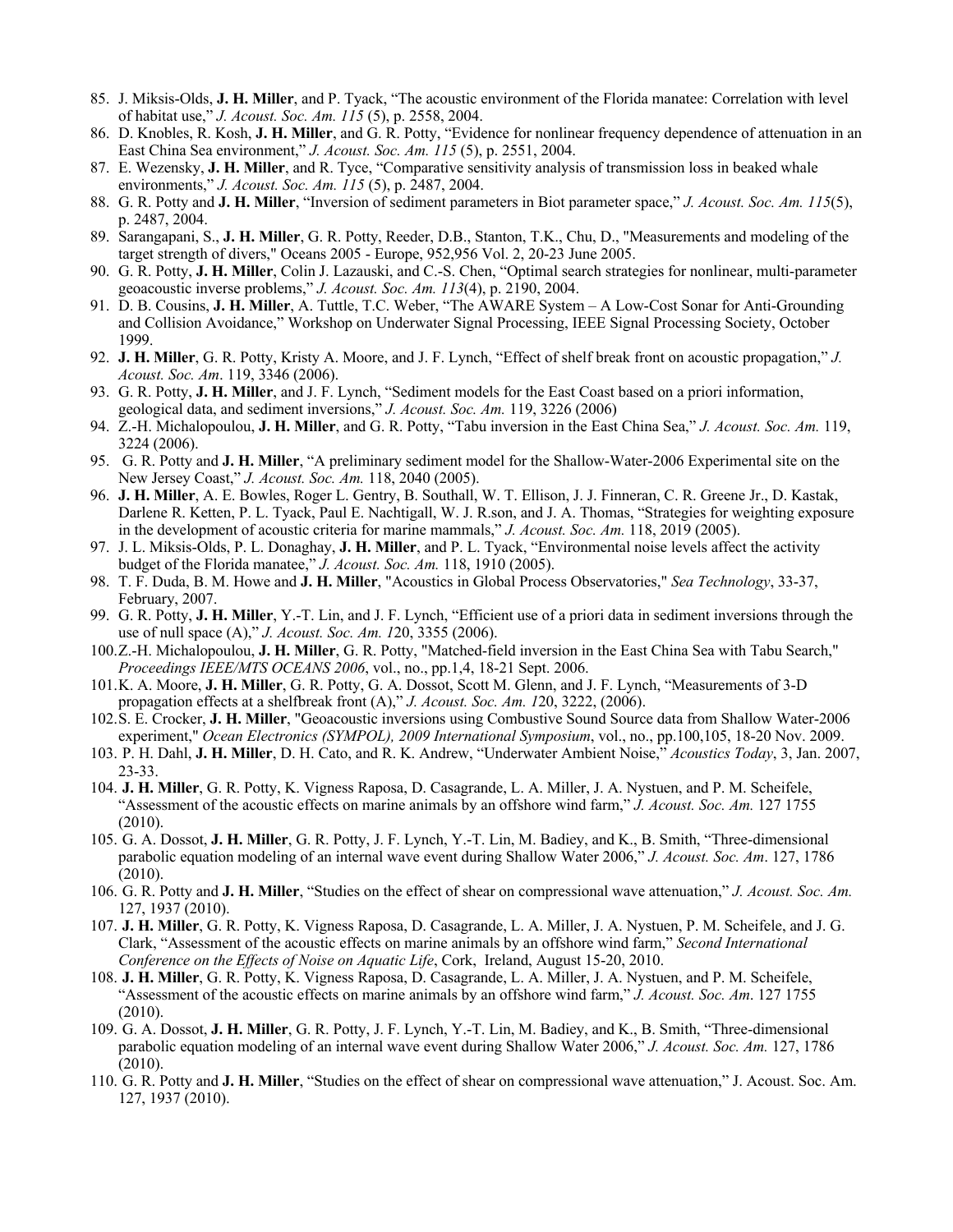85. J. Miksis-Olds, **J. H. Miller**, and P. Tyack, "The acoustic environment of the Florida manatee: Correlation with level of habitat use," *J. Acoust. Soc. Am. 115* (5), p. 2558, 2004.
86. D. Knobles, R. Kosh, **J. H. Miller**, and G. R. Potty, "Evidence for nonlinear frequency dependence of attenuation in an East China Sea environment," *J. Acoust. Soc. Am. 115* (5), p. 2551, 2004.
87. E. Wezensky, **J. H. Miller**, and R. Tyce, "Comparative sensitivity analysis of transmission loss in beaked whale environments," *J. Acoust. Soc. Am. 115* (5), p. 2487, 2004.
88. G. R. Potty and **J. H. Miller**, "Inversion of sediment parameters in Biot parameter space," *J. Acoust. Soc. Am. 115*(5), p. 2487, 2004.
89. Sarangapani, S., **J. H. Miller**, G. R. Potty, Reeder, D.B., Stanton, T.K., Chu, D., "Measurements and modeling of the target strength of divers," Oceans 2005 - Europe, 952,956 Vol. 2, 20-23 June 2005.
90. G. R. Potty, **J. H. Miller**, Colin J. Lazauski, and C.-S. Chen, "Optimal search strategies for nonlinear, multi-parameter geoacoustic inverse problems," *J. Acoust. Soc. Am. 113*(4), p. 2190, 2004.
91. D. B. Cousins, **J. H. Miller**, A. Tuttle, T.C. Weber, "The AWARE System – A Low-Cost Sonar for Anti-Grounding and Collision Avoidance," Workshop on Underwater Signal Processing, IEEE Signal Processing Society, October 1999.
92. **J. H. Miller**, G. R. Potty, Kristy A. Moore, and J. F. Lynch, "Effect of shelf break front on acoustic propagation," *J. Acoust. Soc. Am*. 119, 3346 (2006).
93. G. R. Potty, **J. H. Miller**, and J. F. Lynch, "Sediment models for the East Coast based on a priori information, geological data, and sediment inversions," *J. Acoust. Soc. Am.* 119, 3226 (2006)
94. Z.-H. Michalopoulou, **J. H. Miller**, and G. R. Potty, "Tabu inversion in the East China Sea," *J. Acoust. Soc. Am.* 119, 3224 (2006).
95. G. R. Potty and **J. H. Miller**, "A preliminary sediment model for the Shallow-Water-2006 Experimental site on the New Jersey Coast," *J. Acoust. Soc. Am.* 118, 2040 (2005).
96. **J. H. Miller**, A. E. Bowles, Roger L. Gentry, B. Southall, W. T. Ellison, J. J. Finneran, C. R. Greene Jr., D. Kastak, Darlene R. Ketten, P. L. Tyack, Paul E. Nachtigall, W. J. R.son, and J. A. Thomas, "Strategies for weighting exposure in the development of acoustic criteria for marine mammals," *J. Acoust. Soc. Am.* 118, 2019 (2005).
97. J. L. Miksis-Olds, P. L. Donaghay, **J. H. Miller**, and P. L. Tyack, "Environmental noise levels affect the activity budget of the Florida manatee," *J. Acoust. Soc. Am.* 118, 1910 (2005).
98. T. F. Duda, B. M. Howe and **J. H. Miller**, "Acoustics in Global Process Observatories," *Sea Technology*, 33-37, February, 2007.
99. G. R. Potty, **J. H. Miller**, Y.-T. Lin, and J. F. Lynch, "Efficient use of a priori data in sediment inversions through the use of null space (A)," *J. Acoust. Soc. Am. 1*20, 3355 (2006).
100. Z.-H. Michalopoulou, **J. H. Miller**, G. R. Potty, "Matched-field inversion in the East China Sea with Tabu Search," *Proceedings IEEE/MTS OCEANS 2006*, vol., no., pp.1,4, 18-21 Sept. 2006.
101. K. A. Moore, **J. H. Miller**, G. R. Potty, G. A. Dossot, Scott M. Glenn, and J. F. Lynch, "Measurements of 3-D propagation effects at a shelfbreak front (A)," *J. Acoust. Soc. Am. 1*20, 3222, (2006).
102. S. E. Crocker, **J. H. Miller**, "Geoacoustic inversions using Combustive Sound Source data from Shallow Water-2006 experiment," *Ocean Electronics (SYMPOL), 2009 International Symposium*, vol., no., pp.100,105, 18-20 Nov. 2009.
103. P. H. Dahl, **J. H. Miller**, D. H. Cato, and R. K. Andrew, "Underwater Ambient Noise," *Acoustics Today*, 3, Jan. 2007, 23-33.
104. **J. H. Miller**, G. R. Potty, K. Vigness Raposa, D. Casagrande, L. A. Miller, J. A. Nystuen, and P. M. Scheifele, "Assessment of the acoustic effects on marine animals by an offshore wind farm," *J. Acoust. Soc. Am.* 127 1755 (2010).
105. G. A. Dossot, **J. H. Miller**, G. R. Potty, J. F. Lynch, Y.-T. Lin, M. Badiey, and K., B. Smith, "Three-dimensional parabolic equation modeling of an internal wave event during Shallow Water 2006," *J. Acoust. Soc. Am*. 127, 1786 (2010).
106. G. R. Potty and **J. H. Miller**, "Studies on the effect of shear on compressional wave attenuation," *J. Acoust. Soc. Am.* 127, 1937 (2010).
107. **J. H. Miller**, G. R. Potty, K. Vigness Raposa, D. Casagrande, L. A. Miller, J. A. Nystuen, P. M. Scheifele, and J. G. Clark, "Assessment of the acoustic effects on marine animals by an offshore wind farm," *Second International Conference on the Effects of Noise on Aquatic Life*, Cork, Ireland, August 15-20, 2010.
108. **J. H. Miller**, G. R. Potty, K. Vigness Raposa, D. Casagrande, L. A. Miller, J. A. Nystuen, and P. M. Scheifele, "Assessment of the acoustic effects on marine animals by an offshore wind farm," *J. Acoust. Soc. Am*. 127 1755 (2010).
109. G. A. Dossot, **J. H. Miller**, G. R. Potty, J. F. Lynch, Y.-T. Lin, M. Badiey, and K., B. Smith, "Three-dimensional parabolic equation modeling of an internal wave event during Shallow Water 2006," *J. Acoust. Soc. Am.* 127, 1786 (2010).
110. G. R. Potty and **J. H. Miller**, "Studies on the effect of shear on compressional wave attenuation," J. Acoust. Soc. Am. 127, 1937 (2010).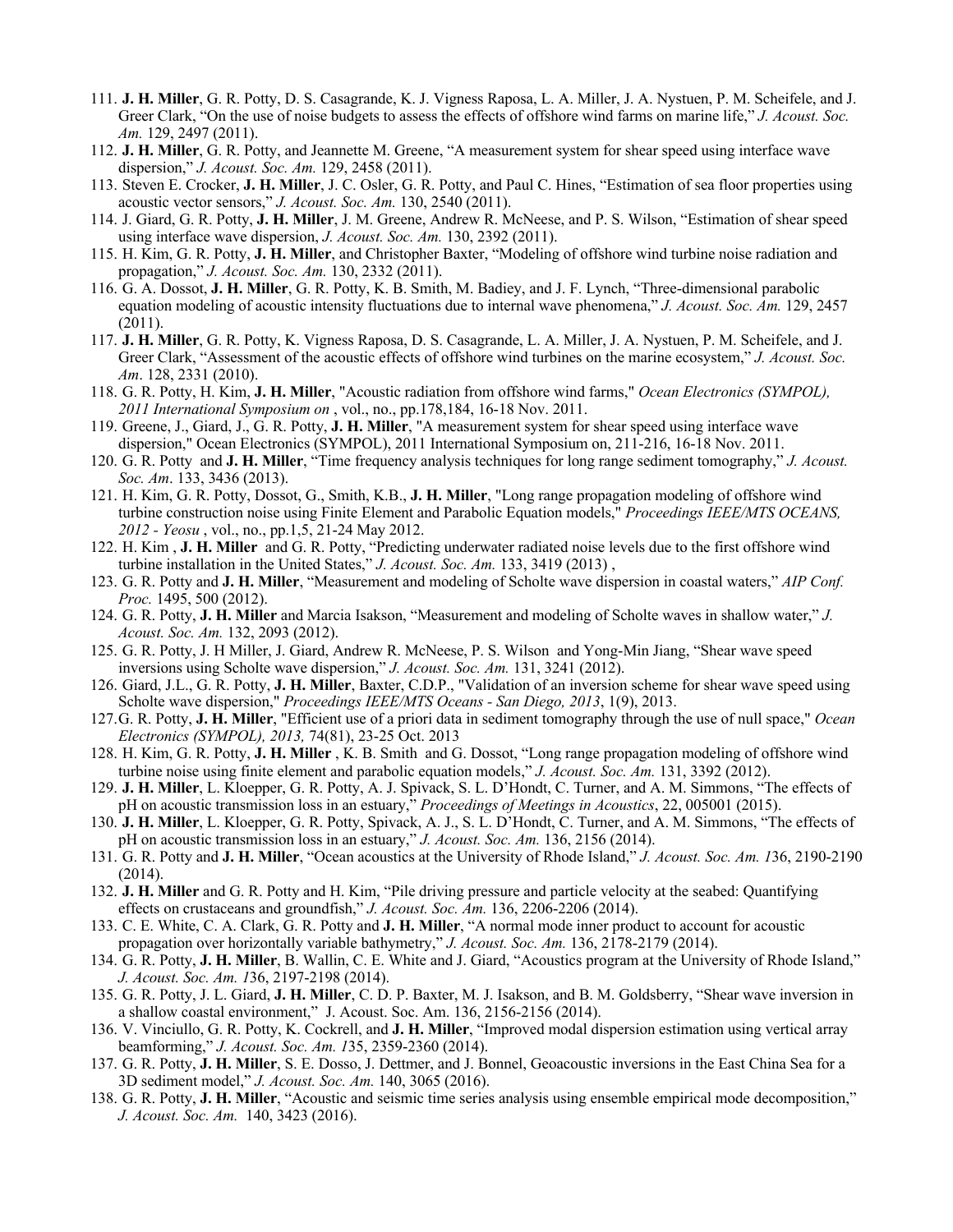111. **J. H. Miller**, G. R. Potty, D. S. Casagrande, K. J. Vigness Raposa, L. A. Miller, J. A. Nystuen, P. M. Scheifele, and J. Greer Clark, "On the use of noise budgets to assess the effects of offshore wind farms on marine life," *J. Acoust. Soc. Am.* 129, 2497 (2011).
112. **J. H. Miller**, G. R. Potty, and Jeannette M. Greene, "A measurement system for shear speed using interface wave dispersion," *J. Acoust. Soc. Am.* 129, 2458 (2011).
113. Steven E. Crocker, **J. H. Miller**, J. C. Osler, G. R. Potty, and Paul C. Hines, "Estimation of sea floor properties using acoustic vector sensors," *J. Acoust. Soc. Am.* 130, 2540 (2011).
114. J. Giard, G. R. Potty, **J. H. Miller**, J. M. Greene, Andrew R. McNeese, and P. S. Wilson, "Estimation of shear speed using interface wave dispersion, *J. Acoust. Soc. Am.* 130, 2392 (2011).
115. H. Kim, G. R. Potty, **J. H. Miller**, and Christopher Baxter, "Modeling of offshore wind turbine noise radiation and propagation," *J. Acoust. Soc. Am.* 130, 2332 (2011).
116. G. A. Dossot, **J. H. Miller**, G. R. Potty, K. B. Smith, M. Badiey, and J. F. Lynch, "Three-dimensional parabolic equation modeling of acoustic intensity fluctuations due to internal wave phenomena," *J. Acoust. Soc. Am.* 129, 2457 (2011).
117. **J. H. Miller**, G. R. Potty, K. Vigness Raposa, D. S. Casagrande, L. A. Miller, J. A. Nystuen, P. M. Scheifele, and J. Greer Clark, "Assessment of the acoustic effects of offshore wind turbines on the marine ecosystem," *J. Acoust. Soc. Am*. 128, 2331 (2010).
118. G. R. Potty, H. Kim, **J. H. Miller**, "Acoustic radiation from offshore wind farms," *Ocean Electronics (SYMPOL), 2011 International Symposium on* , vol., no., pp.178,184, 16-18 Nov. 2011.
119. Greene, J., Giard, J., G. R. Potty, **J. H. Miller**, "A measurement system for shear speed using interface wave dispersion," Ocean Electronics (SYMPOL), 2011 International Symposium on, 211-216, 16-18 Nov. 2011.
120. G. R. Potty and **J. H. Miller**, "Time frequency analysis techniques for long range sediment tomography," *J. Acoust. Soc. Am*. 133, 3436 (2013).
121. H. Kim, G. R. Potty, Dossot, G., Smith, K.B., **J. H. Miller**, "Long range propagation modeling of offshore wind turbine construction noise using Finite Element and Parabolic Equation models," *Proceedings IEEE/MTS OCEANS, 2012 - Yeosu* , vol., no., pp.1,5, 21-24 May 2012.
122. H. Kim , **J. H. Miller** and G. R. Potty, "Predicting underwater radiated noise levels due to the first offshore wind turbine installation in the United States," *J. Acoust. Soc. Am.* 133, 3419 (2013) ,
123. G. R. Potty and **J. H. Miller**, "Measurement and modeling of Scholte wave dispersion in coastal waters," *AIP Conf. Proc.* 1495, 500 (2012).
124. G. R. Potty, **J. H. Miller** and Marcia Isakson, "Measurement and modeling of Scholte waves in shallow water," *J. Acoust. Soc. Am.* 132, 2093 (2012).
125. G. R. Potty, J. H Miller, J. Giard, Andrew R. McNeese, P. S. Wilson and Yong-Min Jiang, "Shear wave speed inversions using Scholte wave dispersion," *J. Acoust. Soc. Am.* 131, 3241 (2012).
126. Giard, J.L., G. R. Potty, **J. H. Miller**, Baxter, C.D.P., "Validation of an inversion scheme for shear wave speed using Scholte wave dispersion," *Proceedings IEEE/MTS Oceans - San Diego, 2013*, 1(9), 2013.
127. G. R. Potty, **J. H. Miller**, "Efficient use of a priori data in sediment tomography through the use of null space," *Ocean Electronics (SYMPOL), 2013,* 74(81), 23-25 Oct. 2013
128. H. Kim, G. R. Potty, **J. H. Miller** , K. B. Smith and G. Dossot, "Long range propagation modeling of offshore wind turbine noise using finite element and parabolic equation models," *J. Acoust. Soc. Am.* 131, 3392 (2012).
129. **J. H. Miller**, L. Kloepper, G. R. Potty, A. J. Spivack, S. L. D'Hondt, C. Turner, and A. M. Simmons, "The effects of pH on acoustic transmission loss in an estuary," *Proceedings of Meetings in Acoustics*, 22, 005001 (2015).
130. **J. H. Miller**, L. Kloepper, G. R. Potty, Spivack, A. J., S. L. D'Hondt, C. Turner, and A. M. Simmons, "The effects of pH on acoustic transmission loss in an estuary," *J. Acoust. Soc. Am.* 136, 2156 (2014).
131. G. R. Potty and **J. H. Miller**, "Ocean acoustics at the University of Rhode Island," *J. Acoust. Soc. Am. 1*36, 2190-2190 (2014).
132. **J. H. Miller** and G. R. Potty and H. Kim, "Pile driving pressure and particle velocity at the seabed: Quantifying effects on crustaceans and groundfish," *J. Acoust. Soc. Am.* 136, 2206-2206 (2014).
133. C. E. White, C. A. Clark, G. R. Potty and **J. H. Miller**, "A normal mode inner product to account for acoustic propagation over horizontally variable bathymetry," *J. Acoust. Soc. Am.* 136, 2178-2179 (2014).
134. G. R. Potty, **J. H. Miller**, B. Wallin, C. E. White and J. Giard, "Acoustics program at the University of Rhode Island," *J. Acoust. Soc. Am. 1*36, 2197-2198 (2014).
135. G. R. Potty, J. L. Giard, **J. H. Miller**, C. D. P. Baxter, M. J. Isakson, and B. M. Goldsberry, "Shear wave inversion in a shallow coastal environment," J. Acoust. Soc. Am. 136, 2156-2156 (2014).
136. V. Vinciullo, G. R. Potty, K. Cockrell, and **J. H. Miller**, "Improved modal dispersion estimation using vertical array beamforming," *J. Acoust. Soc. Am. 1*35, 2359-2360 (2014).
137. G. R. Potty, **J. H. Miller**, S. E. Dosso, J. Dettmer, and J. Bonnel, Geoacoustic inversions in the East China Sea for a 3D sediment model," *J. Acoust. Soc. Am.* 140, 3065 (2016).
138. G. R. Potty, **J. H. Miller**, "Acoustic and seismic time series analysis using ensemble empirical mode decomposition," *J. Acoust. Soc. Am.* 140, 3423 (2016).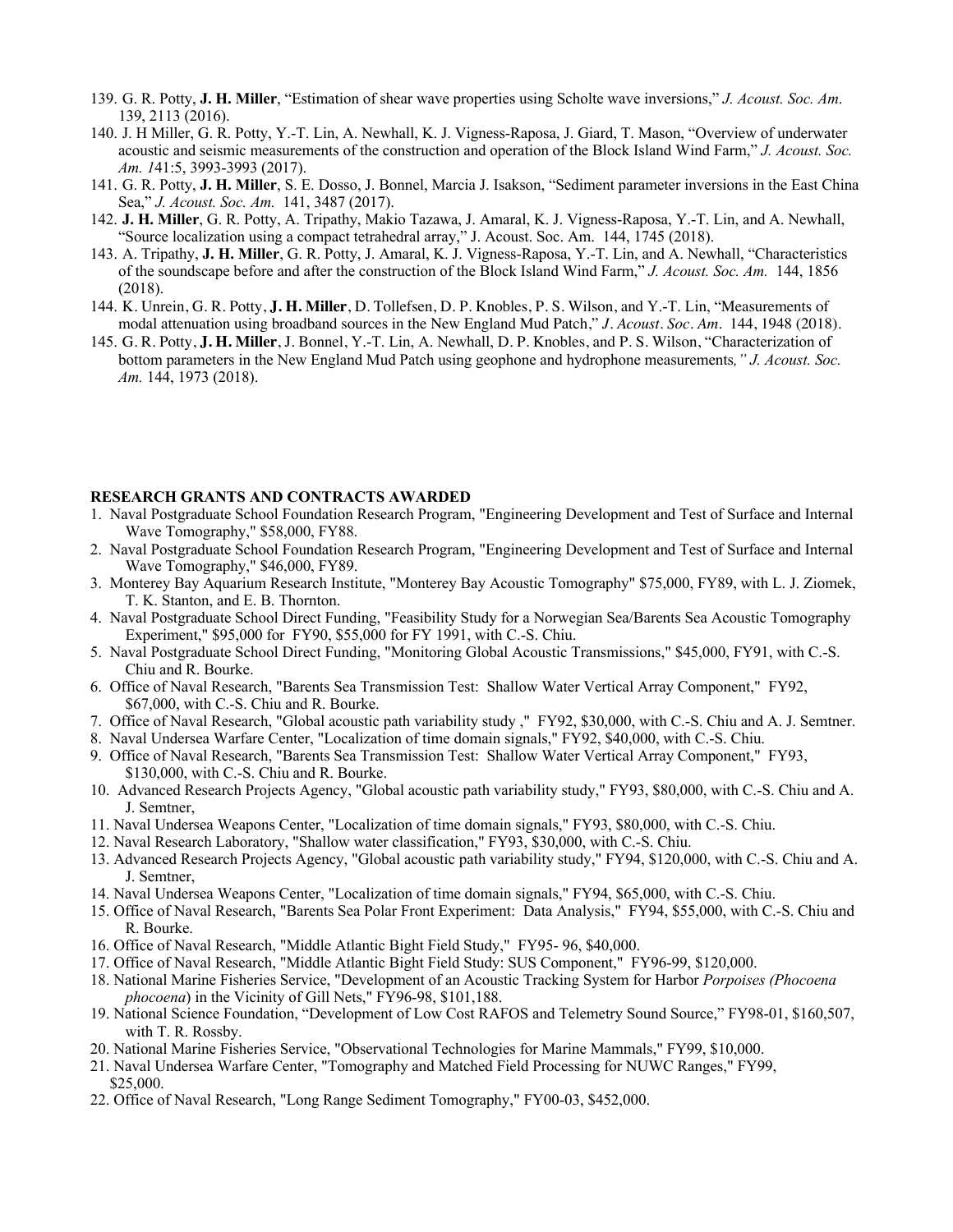139. G. R. Potty, **J. H. Miller**, "Estimation of shear wave properties using Scholte wave inversions," *J. Acoust. Soc. Am*. 139, 2113 (2016).
140. J. H Miller, G. R. Potty, Y.-T. Lin, A. Newhall, K. J. Vigness-Raposa, J. Giard, T. Mason, "Overview of underwater acoustic and seismic measurements of the construction and operation of the Block Island Wind Farm," *J. Acoust. Soc. Am. 1*41:5, 3993-3993 (2017).
141. G. R. Potty, **J. H. Miller**, S. E. Dosso, J. Bonnel, Marcia J. Isakson, "Sediment parameter inversions in the East China Sea," *J. Acoust. Soc. Am.* 141, 3487 (2017).
142. **J. H. Miller**, G. R. Potty, A. Tripathy, Makio Tazawa, J. Amaral, K. J. Vigness-Raposa, Y.-T. Lin, and A. Newhall, "Source localization using a compact tetrahedral array," J. Acoust. Soc. Am. 144, 1745 (2018).
143. A. Tripathy, **J. H. Miller**, G. R. Potty, J. Amaral, K. J. Vigness-Raposa, Y.-T. Lin, and A. Newhall, "Characteristics of the soundscape before and after the construction of the Block Island Wind Farm," *J. Acoust. Soc. Am.* 144, 1856 (2018).
144. K. Unrein, G. R. Potty, **J. H. Miller**, D. Tollefsen, D. P. Knobles, P. S. Wilson, and Y.-T. Lin, "Measurements of modal attenuation using broadband sources in the New England Mud Patch," *J. Acoust. Soc. Am.* 144, 1948 (2018).
145. G. R. Potty, **J. H. Miller**, J. Bonnel, Y.-T. Lin, A. Newhall, D. P. Knobles, and P. S. Wilson, "Characterization of bottom parameters in the New England Mud Patch using geophone and hydrophone measurements*," J. Acoust. Soc. Am.* 144, 1973 (2018).

**RESEARCH GRANTS AND CONTRACTS AWARDED**

1. Naval Postgraduate School Foundation Research Program, "Engineering Development and Test of Surface and Internal Wave Tomography," $58,000, FY88.
2. Naval Postgraduate School Foundation Research Program, "Engineering Development and Test of Surface and Internal Wave Tomography," $46,000, FY89.
3. Monterey Bay Aquarium Research Institute, "Monterey Bay Acoustic Tomography" $75,000, FY89, with L. J. Ziomek, T. K. Stanton, and E. B. Thornton.
4. Naval Postgraduate School Direct Funding, "Feasibility Study for a Norwegian Sea/Barents Sea Acoustic Tomography Experiment," $95,000 for FY90, $55,000 for FY 1991, with C.-S. Chiu.
5. Naval Postgraduate School Direct Funding, "Monitoring Global Acoustic Transmissions," $45,000, FY91, with C.-S. Chiu and R. Bourke.
6. Office of Naval Research, "Barents Sea Transmission Test: Shallow Water Vertical Array Component," FY92, $67,000, with C.-S. Chiu and R. Bourke.
7. Office of Naval Research, "Global acoustic path variability study ," FY92, $30,000, with C.-S. Chiu and A. J. Semtner.
8. Naval Undersea Warfare Center, "Localization of time domain signals," FY92, $40,000, with C.-S. Chiu.
9. Office of Naval Research, "Barents Sea Transmission Test: Shallow Water Vertical Array Component," FY93, $130,000, with C.-S. Chiu and R. Bourke.
10. Advanced Research Projects Agency, "Global acoustic path variability study," FY93, $80,000, with C.-S. Chiu and A. J. Semtner,
11. Naval Undersea Weapons Center, "Localization of time domain signals," FY93, $80,000, with C.-S. Chiu.
12. Naval Research Laboratory, "Shallow water classification," FY93, $30,000, with C.-S. Chiu.
13. Advanced Research Projects Agency, "Global acoustic path variability study," FY94, $120,000, with C.-S. Chiu and A. J. Semtner,
14. Naval Undersea Weapons Center, "Localization of time domain signals," FY94, $65,000, with C.-S. Chiu.
15. Office of Naval Research, "Barents Sea Polar Front Experiment: Data Analysis," FY94, $55,000, with C.-S. Chiu and R. Bourke.
16. Office of Naval Research, "Middle Atlantic Bight Field Study," FY95- 96, $40,000.
17. Office of Naval Research, "Middle Atlantic Bight Field Study: SUS Component," FY96-99, $120,000.
18. National Marine Fisheries Service, "Development of an Acoustic Tracking System for Harbor *Porpoises (Phocoena phocoena*) in the Vicinity of Gill Nets," FY96-98, $101,188.
19. National Science Foundation, "Development of Low Cost RAFOS and Telemetry Sound Source," FY98-01, $160,507, with T. R. Rossby.
20. National Marine Fisheries Service, "Observational Technologies for Marine Mammals," FY99, $10,000.
21. Naval Undersea Warfare Center, "Tomography and Matched Field Processing for NUWC Ranges," FY99, $25,000.
22. Office of Naval Research, "Long Range Sediment Tomography," FY00-03, $452,000.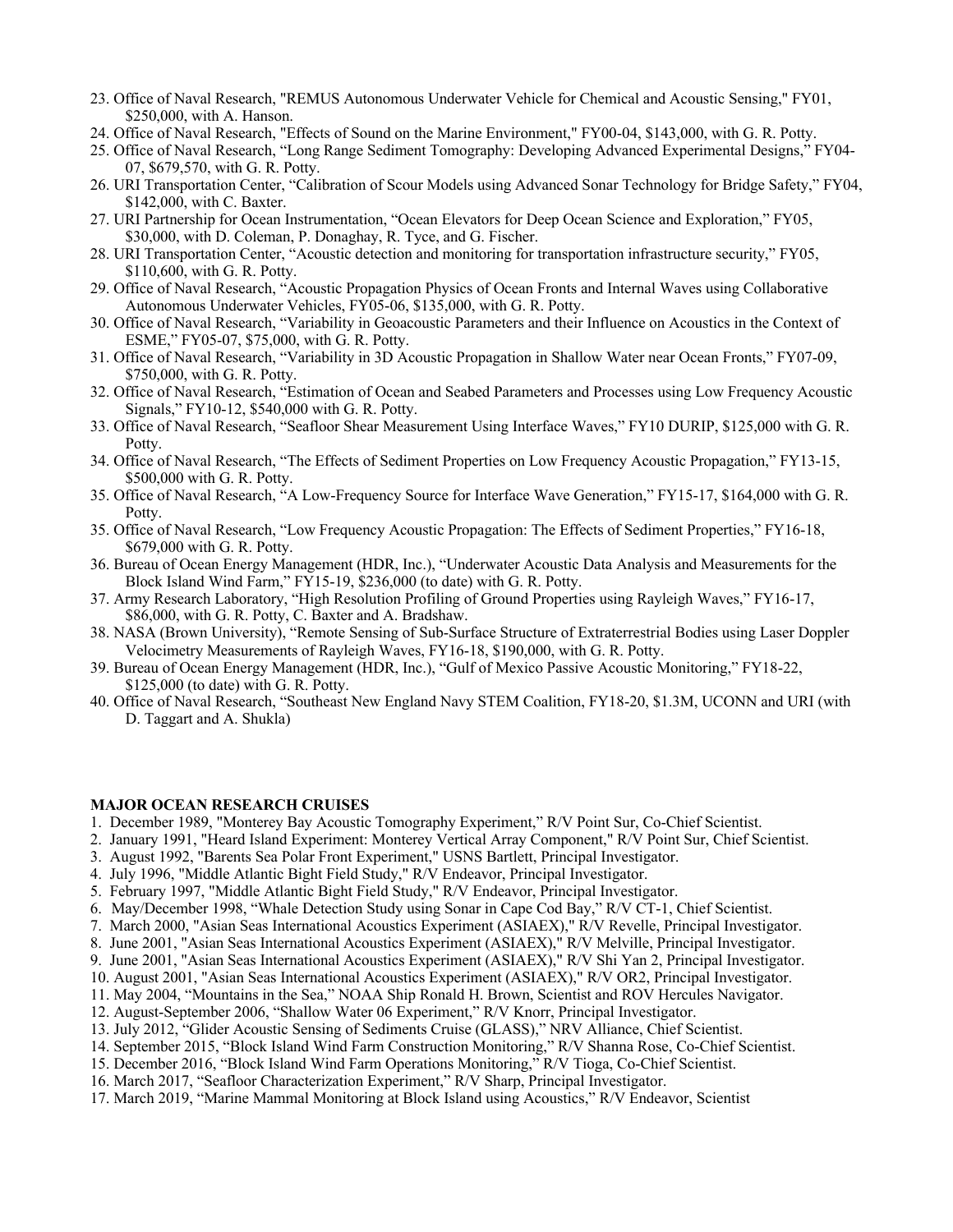23. Office of Naval Research, "REMUS Autonomous Underwater Vehicle for Chemical and Acoustic Sensing," FY01, $250,000, with A. Hanson.
24. Office of Naval Research, "Effects of Sound on the Marine Environment," FY00-04, $143,000, with G. R. Potty.
25. Office of Naval Research, "Long Range Sediment Tomography: Developing Advanced Experimental Designs," FY04-07, $679,570, with G. R. Potty.
26. URI Transportation Center, "Calibration of Scour Models using Advanced Sonar Technology for Bridge Safety," FY04, $142,000, with C. Baxter.
27. URI Partnership for Ocean Instrumentation, "Ocean Elevators for Deep Ocean Science and Exploration," FY05, $30,000, with D. Coleman, P. Donaghay, R. Tyce, and G. Fischer.
28. URI Transportation Center, "Acoustic detection and monitoring for transportation infrastructure security," FY05, $110,600, with G. R. Potty.
29. Office of Naval Research, "Acoustic Propagation Physics of Ocean Fronts and Internal Waves using Collaborative Autonomous Underwater Vehicles, FY05-06, $135,000, with G. R. Potty.
30. Office of Naval Research, "Variability in Geoacoustic Parameters and their Influence on Acoustics in the Context of ESME," FY05-07, $75,000, with G. R. Potty.
31. Office of Naval Research, "Variability in 3D Acoustic Propagation in Shallow Water near Ocean Fronts," FY07-09, $750,000, with G. R. Potty.
32. Office of Naval Research, "Estimation of Ocean and Seabed Parameters and Processes using Low Frequency Acoustic Signals," FY10-12, $540,000 with G. R. Potty.
33. Office of Naval Research, "Seafloor Shear Measurement Using Interface Waves," FY10 DURIP, $125,000 with G. R. Potty.
34. Office of Naval Research, "The Effects of Sediment Properties on Low Frequency Acoustic Propagation," FY13-15, $500,000 with G. R. Potty.
35. Office of Naval Research, "A Low-Frequency Source for Interface Wave Generation," FY15-17, $164,000 with G. R. Potty.
35. Office of Naval Research, "Low Frequency Acoustic Propagation: The Effects of Sediment Properties," FY16-18, $679,000 with G. R. Potty.
36. Bureau of Ocean Energy Management (HDR, Inc.), "Underwater Acoustic Data Analysis and Measurements for the Block Island Wind Farm," FY15-19, $236,000 (to date) with G. R. Potty.
37. Army Research Laboratory, "High Resolution Profiling of Ground Properties using Rayleigh Waves," FY16-17, $86,000, with G. R. Potty, C. Baxter and A. Bradshaw.
38. NASA (Brown University), "Remote Sensing of Sub-Surface Structure of Extraterrestrial Bodies using Laser Doppler Velocimetry Measurements of Rayleigh Waves, FY16-18, $190,000, with G. R. Potty.
39. Bureau of Ocean Energy Management (HDR, Inc.), "Gulf of Mexico Passive Acoustic Monitoring," FY18-22, $125,000 (to date) with G. R. Potty.
40. Office of Naval Research, "Southeast New England Navy STEM Coalition, FY18-20, $1.3M, UCONN and URI (with D. Taggart and A. Shukla)

**MAJOR OCEAN RESEARCH CRUISES**

1. December 1989, "Monterey Bay Acoustic Tomography Experiment," R/V Point Sur, Co-Chief Scientist.
2. January 1991, "Heard Island Experiment: Monterey Vertical Array Component," R/V Point Sur, Chief Scientist.
3. August 1992, "Barents Sea Polar Front Experiment," USNS Bartlett, Principal Investigator.
4. July 1996, "Middle Atlantic Bight Field Study," R/V Endeavor, Principal Investigator.
5. February 1997, "Middle Atlantic Bight Field Study," R/V Endeavor, Principal Investigator.
6. May/December 1998, "Whale Detection Study using Sonar in Cape Cod Bay," R/V CT-1, Chief Scientist.
7. March 2000, "Asian Seas International Acoustics Experiment (ASIAEX)," R/V Revelle, Principal Investigator.
8. June 2001, "Asian Seas International Acoustics Experiment (ASIAEX)," R/V Melville, Principal Investigator.
9. June 2001, "Asian Seas International Acoustics Experiment (ASIAEX)," R/V Shi Yan 2, Principal Investigator.
10. August 2001, "Asian Seas International Acoustics Experiment (ASIAEX)," R/V OR2, Principal Investigator.
11. May 2004, "Mountains in the Sea," NOAA Ship Ronald H. Brown, Scientist and ROV Hercules Navigator.
12. August-September 2006, "Shallow Water 06 Experiment," R/V Knorr, Principal Investigator.
13. July 2012, "Glider Acoustic Sensing of Sediments Cruise (GLASS)," NRV Alliance, Chief Scientist.
14. September 2015, "Block Island Wind Farm Construction Monitoring," R/V Shanna Rose, Co-Chief Scientist.
15. December 2016, "Block Island Wind Farm Operations Monitoring," R/V Tioga, Co-Chief Scientist.
16. March 2017, "Seafloor Characterization Experiment," R/V Sharp, Principal Investigator.
17. March 2019, "Marine Mammal Monitoring at Block Island using Acoustics," R/V Endeavor, Scientist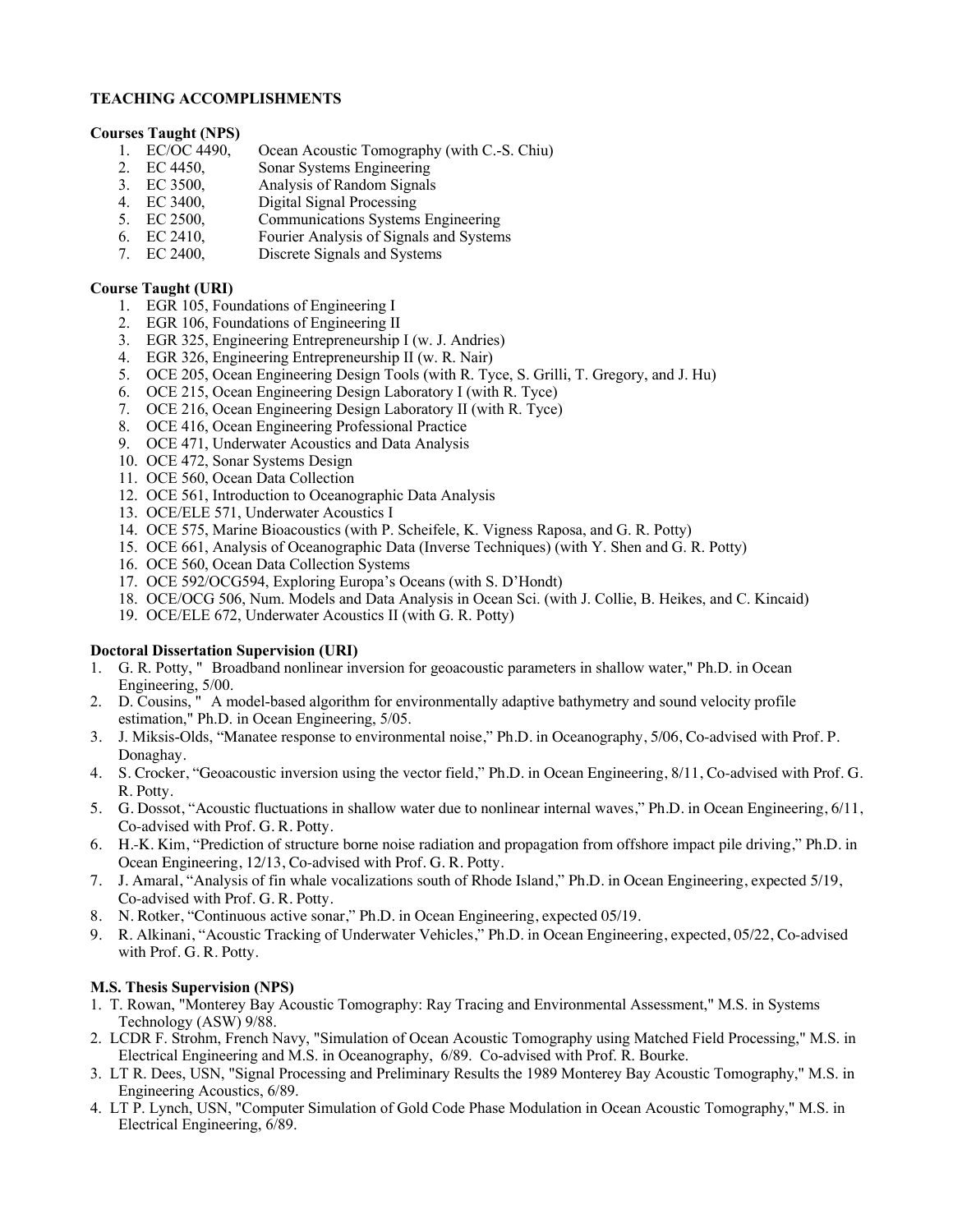**TEACHING ACCOMPLISHMENTS**

**Courses Taught (NPS)**

1. EC/OC 4490, Ocean Acoustic Tomography (with C.-S. Chiu)
2. EC 4450, Sonar Systems Engineering
3. EC 3500, Analysis of Random Signals
4. EC 3400, Digital Signal Processing
5. EC 2500, Communications Systems Engineering
6. EC 2410, Fourier Analysis of Signals and Systems
7. EC 2400, Discrete Signals and Systems

**Course Taught (URI)**

1. EGR 105, Foundations of Engineering I
2. EGR 106, Foundations of Engineering II
3. EGR 325, Engineering Entrepreneurship I (w. J. Andries)
4. EGR 326, Engineering Entrepreneurship II (w. R. Nair)
5. OCE 205, Ocean Engineering Design Tools (with R. Tyce, S. Grilli, T. Gregory, and J. Hu)
6. OCE 215, Ocean Engineering Design Laboratory I (with R. Tyce)
7. OCE 216, Ocean Engineering Design Laboratory II (with R. Tyce)
8. OCE 416, Ocean Engineering Professional Practice
9. OCE 471, Underwater Acoustics and Data Analysis
10. OCE 472, Sonar Systems Design
11. OCE 560, Ocean Data Collection
12. OCE 561, Introduction to Oceanographic Data Analysis
13. OCE/ELE 571, Underwater Acoustics I
14. OCE 575, Marine Bioacoustics (with P. Scheifele, K. Vigness Raposa, and G. R. Potty)
15. OCE 661, Analysis of Oceanographic Data (Inverse Techniques) (with Y. Shen and G. R. Potty)
16. OCE 560, Ocean Data Collection Systems
17. OCE 592/OCG594, Exploring Europa's Oceans (with S. D'Hondt)
18. OCE/OCG 506, Num. Models and Data Analysis in Ocean Sci. (with J. Collie, B. Heikes, and C. Kincaid)
19. OCE/ELE 672, Underwater Acoustics II (with G. R. Potty)

**Doctoral Dissertation Supervision (URI)**

1. G. R. Potty, " Broadband nonlinear inversion for geoacoustic parameters in shallow water," Ph.D. in Ocean Engineering, 5/00.
2. D. Cousins, " A model-based algorithm for environmentally adaptive bathymetry and sound velocity profile estimation," Ph.D. in Ocean Engineering, 5/05.
3. J. Miksis-Olds, "Manatee response to environmental noise," Ph.D. in Oceanography, 5/06, Co-advised with Prof. P. Donaghay.
4. S. Crocker, "Geoacoustic inversion using the vector field," Ph.D. in Ocean Engineering, 8/11, Co-advised with Prof. G. R. Potty.
5. G. Dossot, "Acoustic fluctuations in shallow water due to nonlinear internal waves," Ph.D. in Ocean Engineering, 6/11, Co-advised with Prof. G. R. Potty.
6. H.-K. Kim, "Prediction of structure borne noise radiation and propagation from offshore impact pile driving," Ph.D. in Ocean Engineering, 12/13, Co-advised with Prof. G. R. Potty.
7. J. Amaral, "Analysis of fin whale vocalizations south of Rhode Island," Ph.D. in Ocean Engineering, expected 5/19, Co-advised with Prof. G. R. Potty.
8. N. Rotker, "Continuous active sonar," Ph.D. in Ocean Engineering, expected 05/19.
9. R. Alkinani, "Acoustic Tracking of Underwater Vehicles," Ph.D. in Ocean Engineering, expected, 05/22, Co-advised with Prof. G. R. Potty.

**M.S. Thesis Supervision (NPS)**

1. T. Rowan, "Monterey Bay Acoustic Tomography: Ray Tracing and Environmental Assessment," M.S. in Systems Technology (ASW) 9/88.
2. LCDR F. Strohm, French Navy, "Simulation of Ocean Acoustic Tomography using Matched Field Processing," M.S. in Electrical Engineering and M.S. in Oceanography, 6/89. Co-advised with Prof. R. Bourke.
3. LT R. Dees, USN, "Signal Processing and Preliminary Results the 1989 Monterey Bay Acoustic Tomography," M.S. in Engineering Acoustics, 6/89.
4. LT P. Lynch, USN, "Computer Simulation of Gold Code Phase Modulation in Ocean Acoustic Tomography," M.S. in Electrical Engineering, 6/89.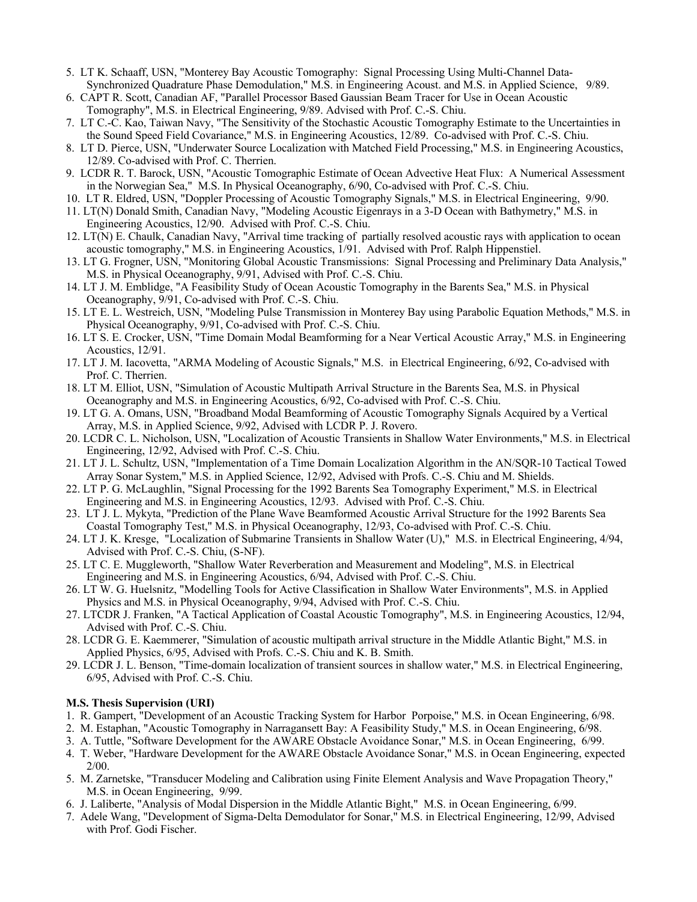5. LT K. Schaaff, USN, "Monterey Bay Acoustic Tomography: Signal Processing Using Multi-Channel Data-Synchronized Quadrature Phase Demodulation," M.S. in Engineering Acoust. and M.S. in Applied Science, 9/89.
6. CAPT R. Scott, Canadian AF, "Parallel Processor Based Gaussian Beam Tracer for Use in Ocean Acoustic Tomography", M.S. in Electrical Engineering, 9/89. Advised with Prof. C.-S. Chiu.
7. LT C.-C. Kao, Taiwan Navy, "The Sensitivity of the Stochastic Acoustic Tomography Estimate to the Uncertainties in the Sound Speed Field Covariance," M.S. in Engineering Acoustics, 12/89. Co-advised with Prof. C.-S. Chiu.
8. LT D. Pierce, USN, "Underwater Source Localization with Matched Field Processing," M.S. in Engineering Acoustics, 12/89. Co-advised with Prof. C. Therrien.
9. LCDR R. T. Barock, USN, "Acoustic Tomographic Estimate of Ocean Advective Heat Flux: A Numerical Assessment in the Norwegian Sea," M.S. In Physical Oceanography, 6/90, Co-advised with Prof. C.-S. Chiu.
10. LT R. Eldred, USN, "Doppler Processing of Acoustic Tomography Signals," M.S. in Electrical Engineering, 9/90.
11. LT(N) Donald Smith, Canadian Navy, "Modeling Acoustic Eigenrays in a 3-D Ocean with Bathymetry," M.S. in Engineering Acoustics, 12/90. Advised with Prof. C.-S. Chiu.
12. LT(N) E. Chaulk, Canadian Navy, "Arrival time tracking of partially resolved acoustic rays with application to ocean acoustic tomography," M.S. in Engineering Acoustics, 1/91. Advised with Prof. Ralph Hippenstiel.
13. LT G. Frogner, USN, "Monitoring Global Acoustic Transmissions: Signal Processing and Preliminary Data Analysis," M.S. in Physical Oceanography, 9/91, Advised with Prof. C.-S. Chiu.
14. LT J. M. Emblidge, "A Feasibility Study of Ocean Acoustic Tomography in the Barents Sea," M.S. in Physical Oceanography, 9/91, Co-advised with Prof. C.-S. Chiu.
15. LT E. L. Westreich, USN, "Modeling Pulse Transmission in Monterey Bay using Parabolic Equation Methods," M.S. in Physical Oceanography, 9/91, Co-advised with Prof. C.-S. Chiu.
16. LT S. E. Crocker, USN, "Time Domain Modal Beamforming for a Near Vertical Acoustic Array," M.S. in Engineering Acoustics, 12/91.
17. LT J. M. Iacovetta, "ARMA Modeling of Acoustic Signals," M.S. in Electrical Engineering, 6/92, Co-advised with Prof. C. Therrien.
18. LT M. Elliot, USN, "Simulation of Acoustic Multipath Arrival Structure in the Barents Sea, M.S. in Physical Oceanography and M.S. in Engineering Acoustics, 6/92, Co-advised with Prof. C.-S. Chiu.
19. LT G. A. Omans, USN, "Broadband Modal Beamforming of Acoustic Tomography Signals Acquired by a Vertical Array, M.S. in Applied Science, 9/92, Advised with LCDR P. J. Rovero.
20. LCDR C. L. Nicholson, USN, "Localization of Acoustic Transients in Shallow Water Environments," M.S. in Electrical Engineering, 12/92, Advised with Prof. C.-S. Chiu.
21. LT J. L. Schultz, USN, "Implementation of a Time Domain Localization Algorithm in the AN/SQR-10 Tactical Towed Array Sonar System," M.S. in Applied Science, 12/92, Advised with Profs. C.-S. Chiu and M. Shields.
22. LT P. G. McLaughlin, "Signal Processing for the 1992 Barents Sea Tomography Experiment," M.S. in Electrical Engineering and M.S. in Engineering Acoustics, 12/93. Advised with Prof. C.-S. Chiu.
23. LT J. L. Mykyta, "Prediction of the Plane Wave Beamformed Acoustic Arrival Structure for the 1992 Barents Sea Coastal Tomography Test," M.S. in Physical Oceanography, 12/93, Co-advised with Prof. C.-S. Chiu.
24. LT J. K. Kresge, "Localization of Submarine Transients in Shallow Water (U)," M.S. in Electrical Engineering, 4/94, Advised with Prof. C.-S. Chiu, (S-NF).
25. LT C. E. Muggleworth, "Shallow Water Reverberation and Measurement and Modeling", M.S. in Electrical Engineering and M.S. in Engineering Acoustics, 6/94, Advised with Profs. C.-S. Chiu.
26. LT W. G. Huelsnitz, "Modelling Tools for Active Classification in Shallow Water Environments", M.S. in Applied Physics and M.S. in Physical Oceanography, 9/94, Advised with Prof. C.-S. Chiu.
27. LTCDR J. Franken, "A Tactical Application of Coastal Acoustic Tomography", M.S. in Engineering Acoustics, 12/94, Advised with Prof. C.-S. Chiu.
28. LCDR G. E. Kaemmerer, "Simulation of acoustic multipath arrival structure in the Middle Atlantic Bight," M.S. in Applied Physics, 6/95, Advised with Profs. C.-S. Chiu and K. B. Smith.
29. LCDR J. L. Benson, "Time-domain localization of transient sources in shallow water," M.S. in Electrical Engineering, 6/95, Advised with Prof. C.-S. Chiu.

**M.S. Thesis Supervision (URI)**

1. R. Gampert, "Development of an Acoustic Tracking System for Harbor Porpoise," M.S. in Ocean Engineering, 6/98.
2. M. Estaphan, "Acoustic Tomography in Narragansett Bay: A Feasibility Study," M.S. in Ocean Engineering, 6/98.
3. A. Tuttle, "Software Development for the AWARE Obstacle Avoidance Sonar," M.S. in Ocean Engineering, 6/99.
4. T. Weber, "Hardware Development for the AWARE Obstacle Avoidance Sonar," M.S. in Ocean Engineering, expected 2/00.
5. M. Zarnetske, "Transducer Modeling and Calibration using Finite Element Analysis and Wave Propagation Theory," M.S. in Ocean Engineering, 9/99.
6. J. Laliberte, "Analysis of Modal Dispersion in the Middle Atlantic Bight," M.S. in Ocean Engineering, 6/99.
7. Adele Wang, "Development of Sigma-Delta Demodulator for Sonar," M.S. in Electrical Engineering, 12/99, Advised with Prof. Godi Fischer.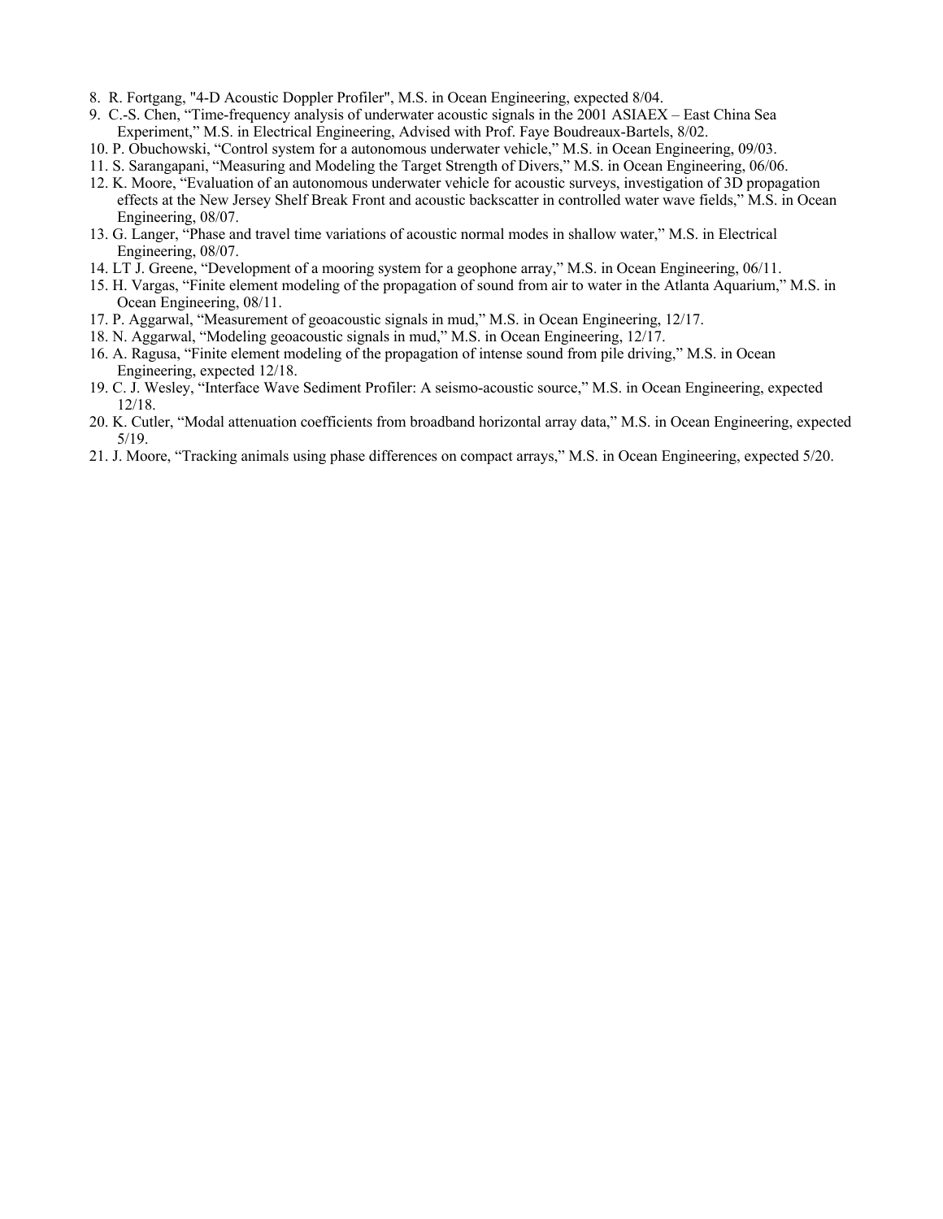8. R. Fortgang, "4-D Acoustic Doppler Profiler", M.S. in Ocean Engineering, expected 8/04.
9. C.-S. Chen, “Time-frequency analysis of underwater acoustic signals in the 2001 ASIAEX – East China Sea Experiment,” M.S. in Electrical Engineering, Advised with Prof. Faye Boudreaux-Bartels, 8/02.
10. P. Obuchowski, “Control system for a autonomous underwater vehicle,” M.S. in Ocean Engineering, 09/03.
11. S. Sarangapani, “Measuring and Modeling the Target Strength of Divers,” M.S. in Ocean Engineering, 06/06.
12. K. Moore, “Evaluation of an autonomous underwater vehicle for acoustic surveys, investigation of 3D propagation effects at the New Jersey Shelf Break Front and acoustic backscatter in controlled water wave fields,” M.S. in Ocean Engineering, 08/07.
13. G. Langer, “Phase and travel time variations of acoustic normal modes in shallow water,” M.S. in Electrical Engineering, 08/07.
14. LT J. Greene, “Development of a mooring system for a geophone array,” M.S. in Ocean Engineering, 06/11.
15. H. Vargas, “Finite element modeling of the propagation of sound from air to water in the Atlanta Aquarium,” M.S. in Ocean Engineering, 08/11.
17. P. Aggarwal, “Measurement of geoacoustic signals in mud,” M.S. in Ocean Engineering, 12/17.
18. N. Aggarwal, “Modeling geoacoustic signals in mud,” M.S. in Ocean Engineering, 12/17.
16. A. Ragusa, “Finite element modeling of the propagation of intense sound from pile driving,” M.S. in Ocean Engineering, expected 12/18.
19. C. J. Wesley, “Interface Wave Sediment Profiler: A seismo-acoustic source,” M.S. in Ocean Engineering, expected 12/18.
20. K. Cutler, “Modal attenuation coefficients from broadband horizontal array data,” M.S. in Ocean Engineering, expected 5/19.
21. J. Moore, “Tracking animals using phase differences on compact arrays,” M.S. in Ocean Engineering, expected 5/20.